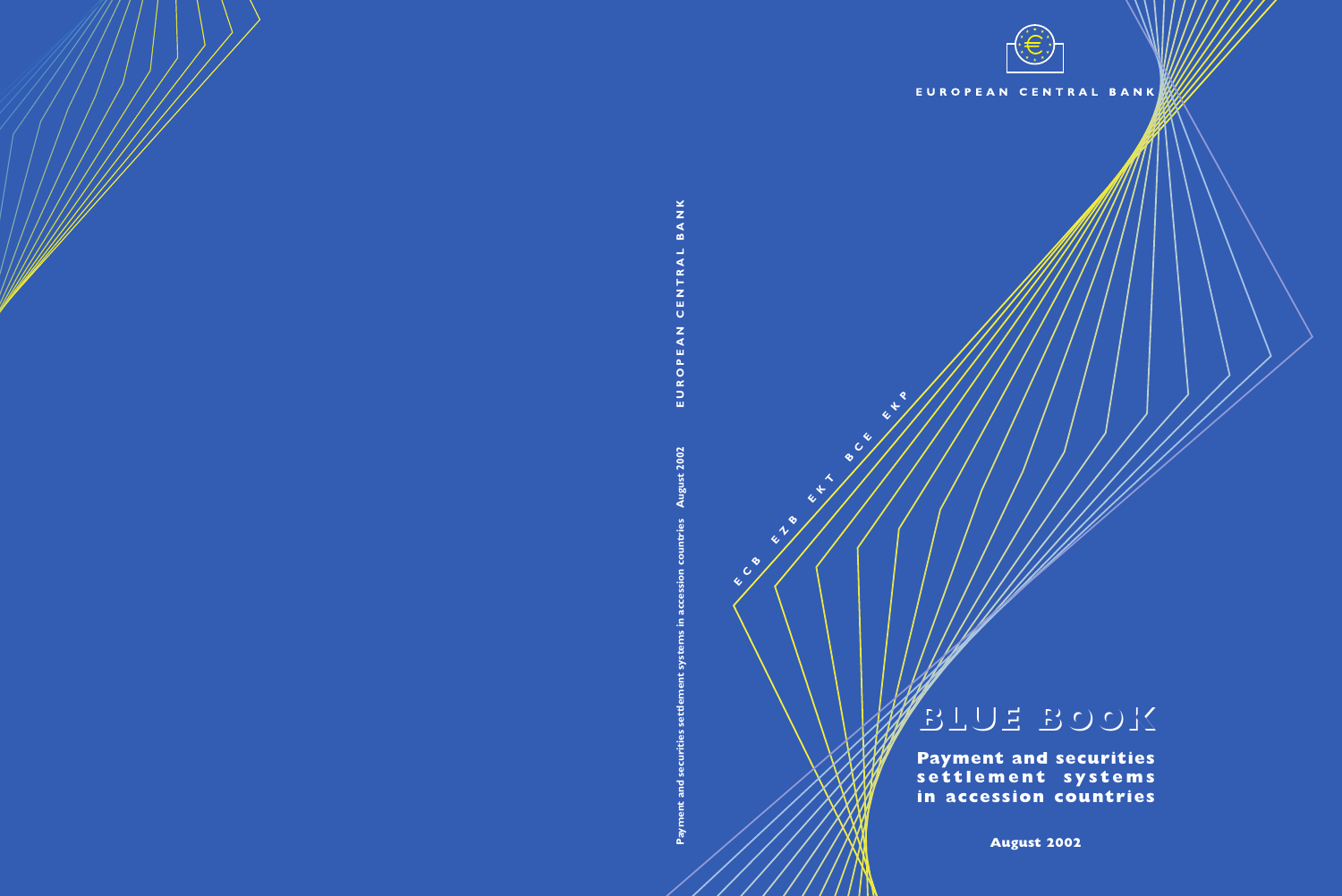EUROPEAN CENTRAL BANK

ECB EZB EKT BCE EKP

# BLUE BOOK

## Payment and securities settlement systems in accession countries

August 2002

Payment and securities settlement systems in accession countries August 2002 EUROPEAN CENTRAL BANK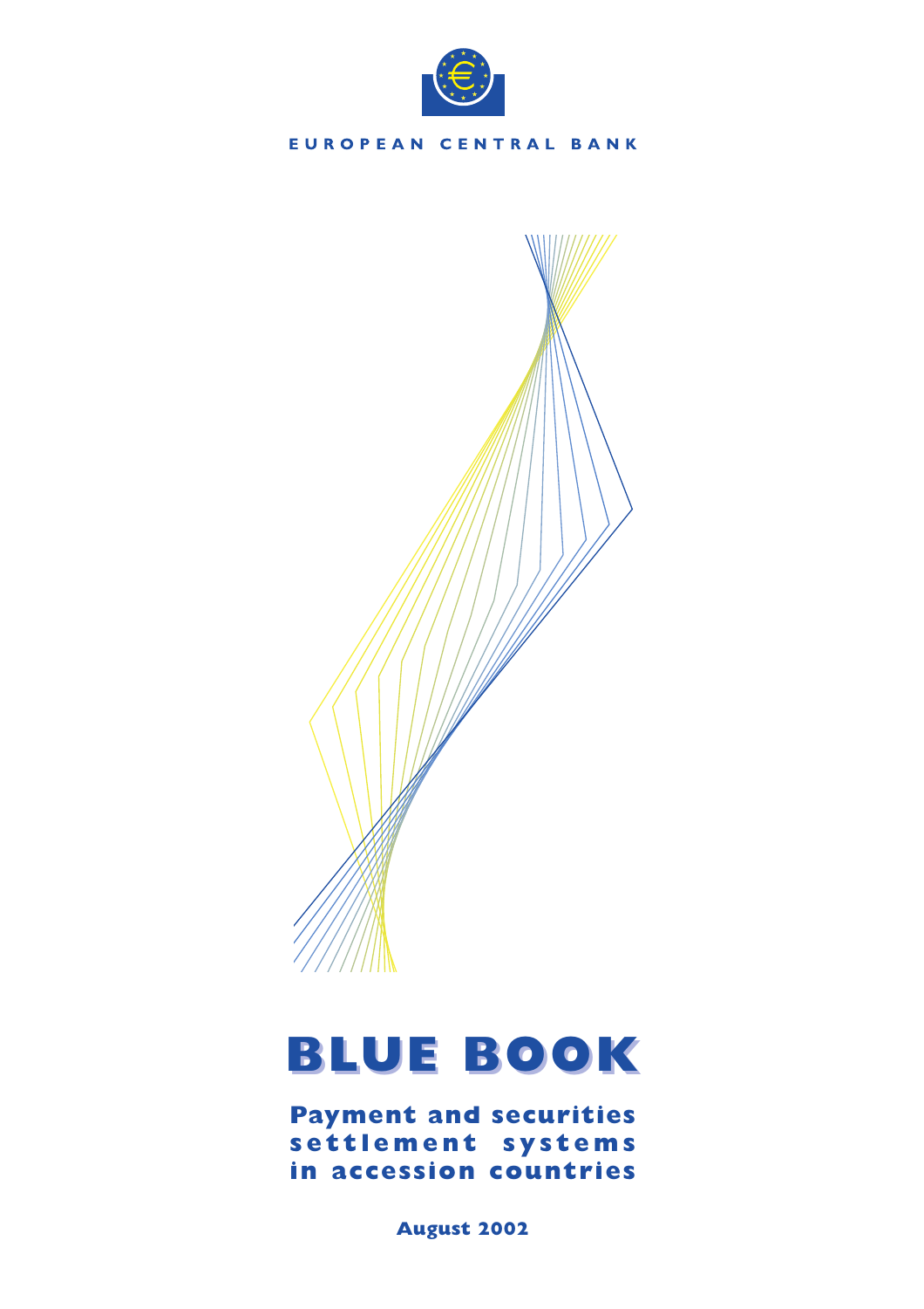EUROPEAN CENTRAL BANK

# BLUE BOOK

## Payment and securities settlement systems in accession countries

**August 2002**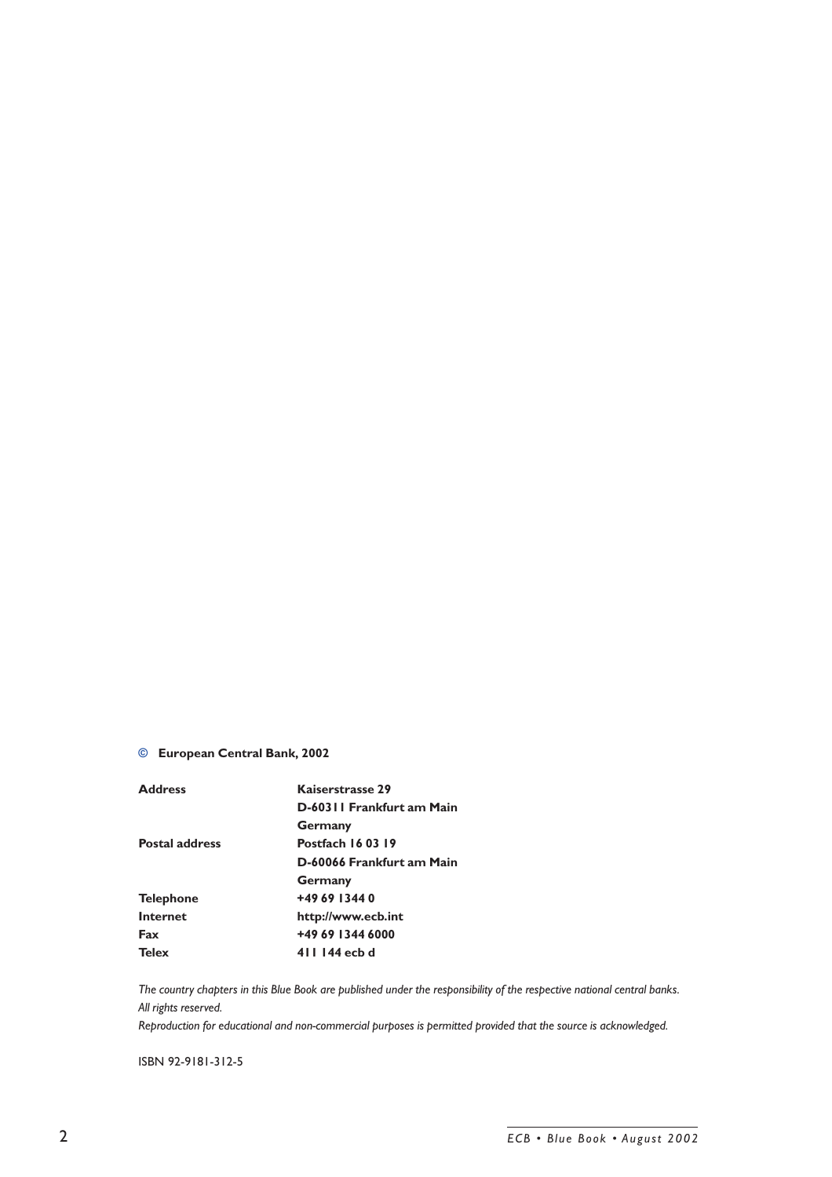© **European Central Bank, 2002**

| | |
|---|---|
| **Address** | **Kaiserstrasse 29** |
| | **D-60311 Frankfurt am Main** |
| | **Germany** |
| **Postal address** | **Postfach 16 03 19** |
| | **D-60066 Frankfurt am Main** |
| | **Germany** |
| **Telephone** | **+49 69 1344 0** |
| **Internet** | **http://www.ecb.int** |
| **Fax** | **+49 69 1344 6000** |
| **Telex** | **411 144 ecb d** |

*The country chapters in this Blue Book are published under the responsibility of the respective national central banks.*
*All rights reserved.*
*Reproduction for educational and non-commercial purposes is permitted provided that the source is acknowledged.*

ISBN 92-9181-312-5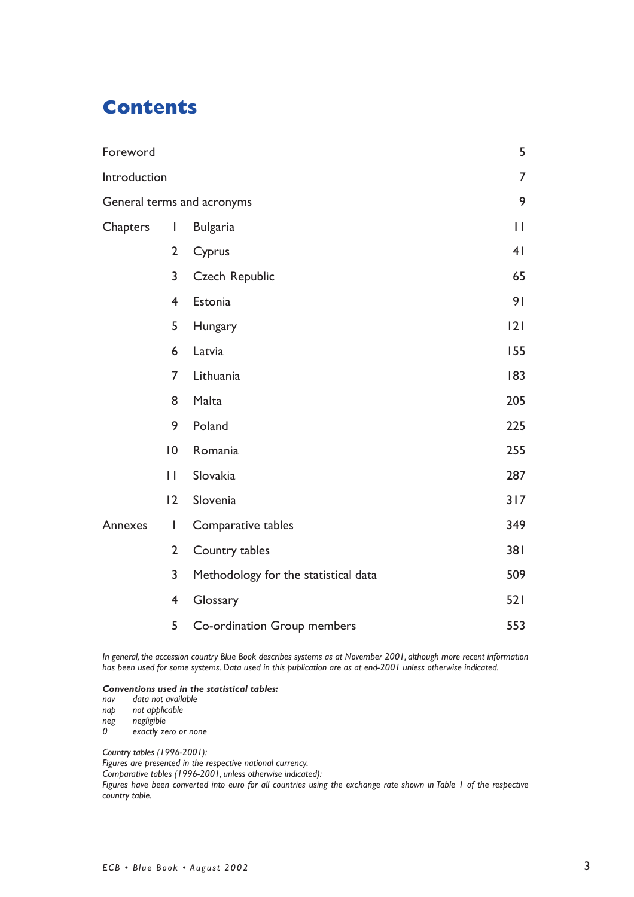# Contents

| | | | |
|---|---|---|---|
| Foreword | | | 5 |
| Introduction | | | 7 |
| General terms and acronyms | | | 9 |
| Chapters | 1 | Bulgaria | 11 |
| | 2 | Cyprus | 41 |
| | 3 | Czech Republic | 65 |
| | 4 | Estonia | 91 |
| | 5 | Hungary | 121 |
| | 6 | Latvia | 155 |
| | 7 | Lithuania | 183 |
| | 8 | Malta | 205 |
| | 9 | Poland | 225 |
| | 10 | Romania | 255 |
| | 11 | Slovakia | 287 |
| | 12 | Slovenia | 317 |
| Annexes | 1 | Comparative tables | 349 |
| | 2 | Country tables | 381 |
| | 3 | Methodology for the statistical data | 509 |
| | 4 | Glossary | 521 |
| | 5 | Co-ordination Group members | 553 |

*In general, the accession country Blue Book describes systems as at November 2001, although more recent information has been used for some systems. Data used in this publication are as at end-2001 unless otherwise indicated.*

***Conventions used in the statistical tables:***
*nav* *data not available*
*nap* *not applicable*
*neg* *negligible*
*0* *exactly zero or none*

*Country tables (1996-2001):*
*Figures are presented in the respective national currency.*
*Comparative tables (1996-2001, unless otherwise indicated):*
*Figures have been converted into euro for all countries using the exchange rate shown in Table 1 of the respective country table.*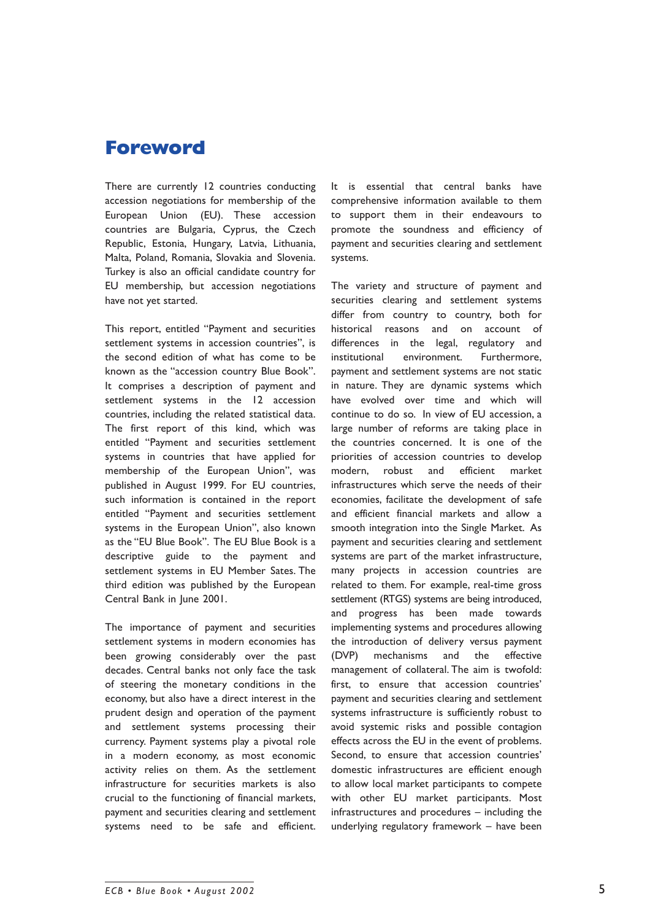# Foreword

There are currently 12 countries conducting accession negotiations for membership of the European Union (EU). These accession countries are Bulgaria, Cyprus, the Czech Republic, Estonia, Hungary, Latvia, Lithuania, Malta, Poland, Romania, Slovakia and Slovenia. Turkey is also an official candidate country for EU membership, but accession negotiations have not yet started.

This report, entitled "Payment and securities settlement systems in accession countries", is the second edition of what has come to be known as the "accession country Blue Book". It comprises a description of payment and settlement systems in the 12 accession countries, including the related statistical data. The first report of this kind, which was entitled "Payment and securities settlement systems in countries that have applied for membership of the European Union", was published in August 1999. For EU countries, such information is contained in the report entitled "Payment and securities settlement systems in the European Union", also known as the "EU Blue Book". The EU Blue Book is a descriptive guide to the payment and settlement systems in EU Member Sates. The third edition was published by the European Central Bank in June 2001.

The importance of payment and securities settlement systems in modern economies has been growing considerably over the past decades. Central banks not only face the task of steering the monetary conditions in the economy, but also have a direct interest in the prudent design and operation of the payment and settlement systems processing their currency. Payment systems play a pivotal role in a modern economy, as most economic activity relies on them. As the settlement infrastructure for securities markets is also crucial to the functioning of financial markets, payment and securities clearing and settlement systems need to be safe and efficient. It is essential that central banks have comprehensive information available to them to support them in their endeavours to promote the soundness and efficiency of payment and securities clearing and settlement systems.

The variety and structure of payment and securities clearing and settlement systems differ from country to country, both for historical reasons and on account of differences in the legal, regulatory and institutional environment. Furthermore, payment and settlement systems are not static in nature. They are dynamic systems which have evolved over time and which will continue to do so. In view of EU accession, a large number of reforms are taking place in the countries concerned. It is one of the priorities of accession countries to develop modern, robust and efficient market infrastructures which serve the needs of their economies, facilitate the development of safe and efficient financial markets and allow a smooth integration into the Single Market. As payment and securities clearing and settlement systems are part of the market infrastructure, many projects in accession countries are related to them. For example, real-time gross settlement (RTGS) systems are being introduced, and progress has been made towards implementing systems and procedures allowing the introduction of delivery versus payment (DVP) mechanisms and the effective management of collateral. The aim is twofold: first, to ensure that accession countries' payment and securities clearing and settlement systems infrastructure is sufficiently robust to avoid systemic risks and possible contagion effects across the EU in the event of problems. Second, to ensure that accession countries' domestic infrastructures are efficient enough to allow local market participants to compete with other EU market participants. Most infrastructures and procedures – including the underlying regulatory framework – have been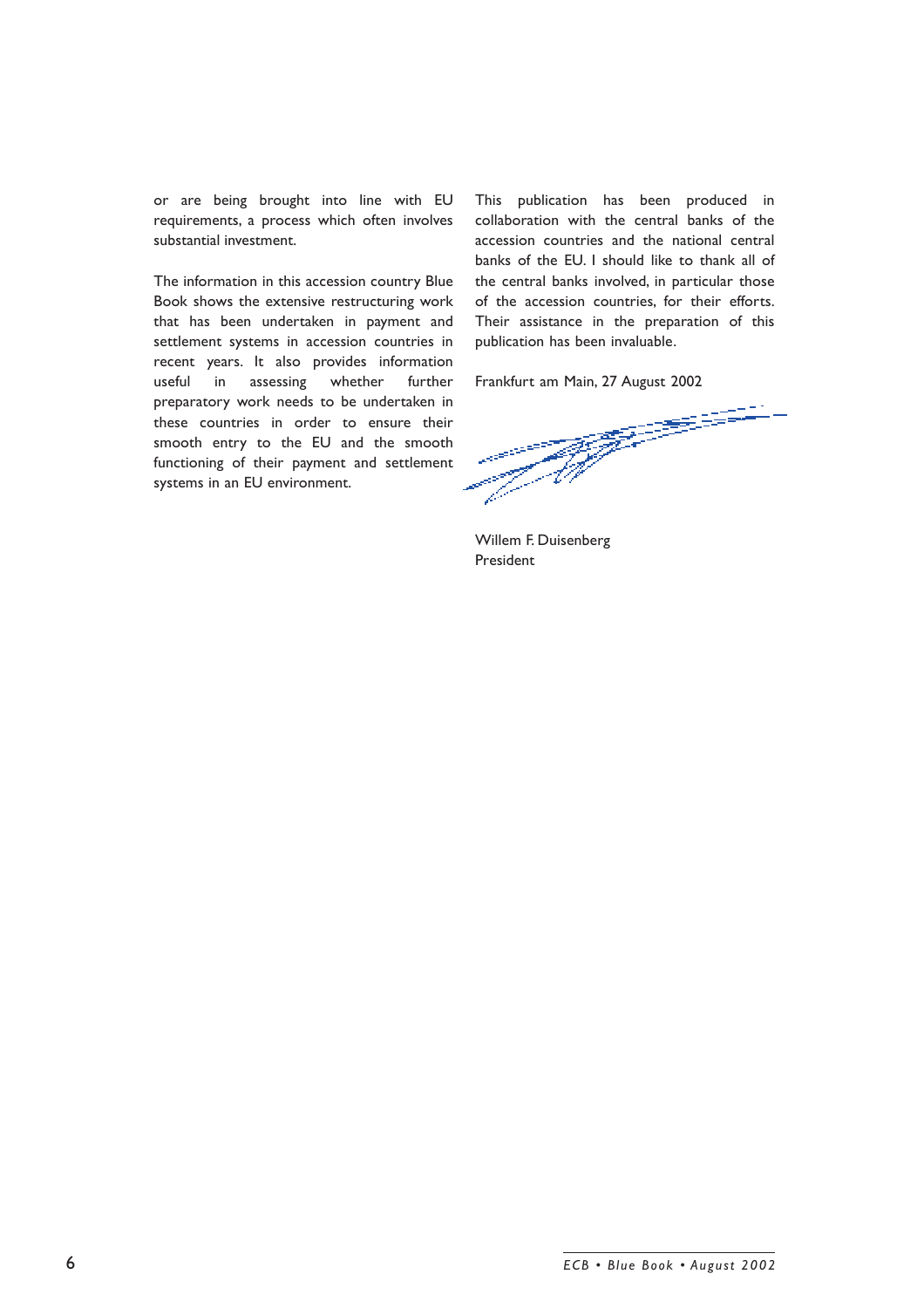or are being brought into line with EU requirements, a process which often involves substantial investment.

The information in this accession country Blue Book shows the extensive restructuring work that has been undertaken in payment and settlement systems in accession countries in recent years. It also provides information useful in assessing whether further preparatory work needs to be undertaken in these countries in order to ensure their smooth entry to the EU and the smooth functioning of their payment and settlement systems in an EU environment.

This publication has been produced in collaboration with the central banks of the accession countries and the national central banks of the EU. I should like to thank all of the central banks involved, in particular those of the accession countries, for their efforts. Their assistance in the preparation of this publication has been invaluable.

Frankfurt am Main, 27 August 2002

Willem F. Duisenberg
President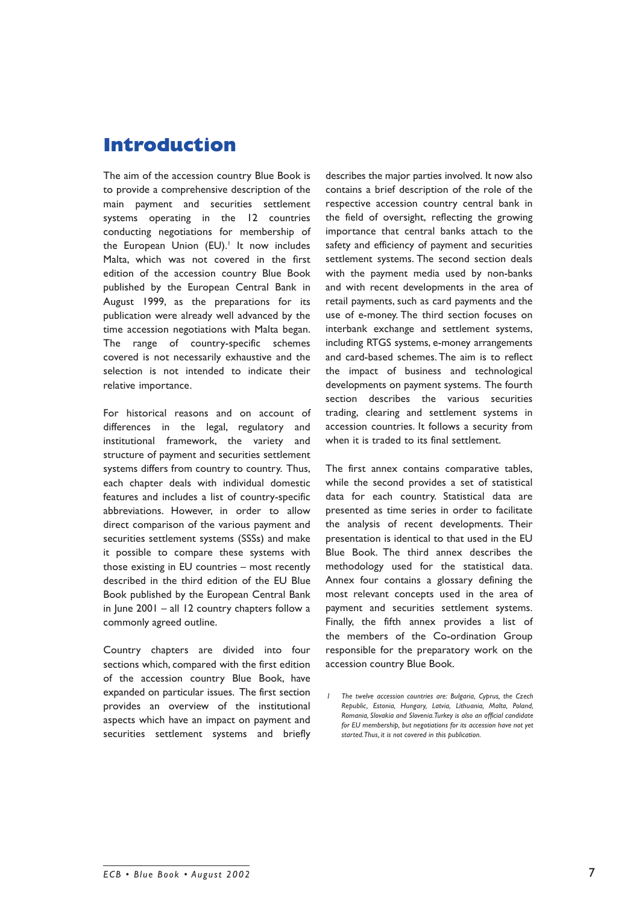# Introduction

The aim of the accession country Blue Book is to provide a comprehensive description of the main payment and securities settlement systems operating in the 12 countries conducting negotiations for membership of the European Union (EU).[1] It now includes Malta, which was not covered in the first edition of the accession country Blue Book published by the European Central Bank in August 1999, as the preparations for its publication were already well advanced by the time accession negotiations with Malta began. The range of country-specific schemes covered is not necessarily exhaustive and the selection is not intended to indicate their relative importance.

For historical reasons and on account of differences in the legal, regulatory and institutional framework, the variety and structure of payment and securities settlement systems differs from country to country. Thus, each chapter deals with individual domestic features and includes a list of country-specific abbreviations. However, in order to allow direct comparison of the various payment and securities settlement systems (SSSs) and make it possible to compare these systems with those existing in EU countries – most recently described in the third edition of the EU Blue Book published by the European Central Bank in June 2001 – all 12 country chapters follow a commonly agreed outline.

Country chapters are divided into four sections which, compared with the first edition of the accession country Blue Book, have expanded on particular issues. The first section provides an overview of the institutional aspects which have an impact on payment and securities settlement systems and briefly describes the major parties involved. It now also contains a brief description of the role of the respective accession country central bank in the field of oversight, reflecting the growing importance that central banks attach to the safety and efficiency of payment and securities settlement systems. The second section deals with the payment media used by non-banks and with recent developments in the area of retail payments, such as card payments and the use of e-money. The third section focuses on interbank exchange and settlement systems, including RTGS systems, e-money arrangements and card-based schemes. The aim is to reflect the impact of business and technological developments on payment systems. The fourth section describes the various securities trading, clearing and settlement systems in accession countries. It follows a security from when it is traded to its final settlement.

The first annex contains comparative tables, while the second provides a set of statistical data for each country. Statistical data are presented as time series in order to facilitate the analysis of recent developments. Their presentation is identical to that used in the EU Blue Book. The third annex describes the methodology used for the statistical data. Annex four contains a glossary defining the most relevant concepts used in the area of payment and securities settlement systems. Finally, the fifth annex provides a list of the members of the Co-ordination Group responsible for the preparatory work on the accession country Blue Book.

1 *The twelve accession countries are: Bulgaria, Cyprus, the Czech Republic, Estonia, Hungary, Latvia, Lithuania, Malta, Poland, Romania, Slovakia and Slovenia. Turkey is also an official candidate for EU membership, but negotiations for its accession have not yet started. Thus, it is not covered in this publication.*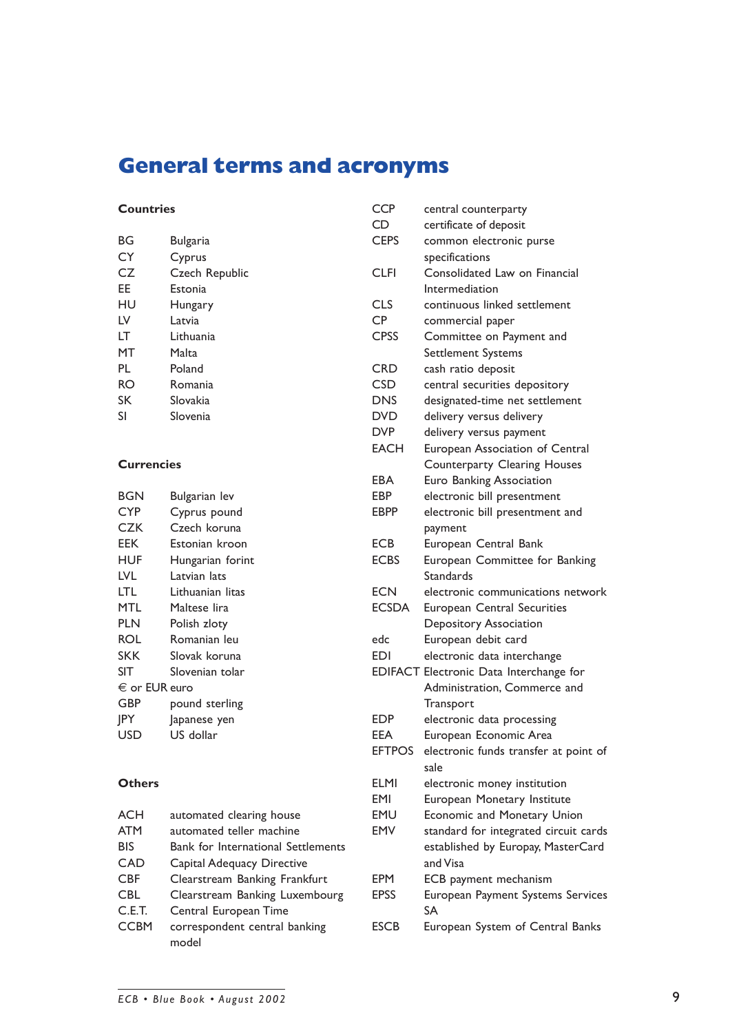# General terms and acronyms

### Countries

| | |
|---|---|
| BG | Bulgaria |
| CY | Cyprus |
| CZ | Czech Republic |
| EE | Estonia |
| HU | Hungary |
| LV | Latvia |
| LT | Lithuania |
| MT | Malta |
| PL | Poland |
| RO | Romania |
| SK | Slovakia |
| SI | Slovenia |

### Currencies

| | |
|---|---|
| BGN | Bulgarian lev |
| CYP | Cyprus pound |
| CZK | Czech koruna |
| EEK | Estonian kroon |
| HUF | Hungarian forint |
| LVL | Latvian lats |
| LTL | Lithuanian litas |
| MTL | Maltese lira |
| PLN | Polish zloty |
| ROL | Romanian leu |
| SKK | Slovak koruna |
| SIT | Slovenian tolar |
| € or EUR | euro |
| GBP | pound sterling |
| JPY | Japanese yen |
| USD | US dollar |

### Others

| | |
|---|---|
| ACH | automated clearing house |
| ATM | automated teller machine |
| BIS | Bank for International Settlements |
| CAD | Capital Adequacy Directive |
| CBF | Clearstream Banking Frankfurt |
| CBL | Clearstream Banking Luxembourg |
| C.E.T. | Central European Time |
| CCBM | correspondent central banking model |
| CCP | central counterparty |
| CD | certificate of deposit |
| CEPS | common electronic purse specifications |
| CLFI | Consolidated Law on Financial Intermediation |
| CLS | continuous linked settlement |
| CP | commercial paper |
| CPSS | Committee on Payment and Settlement Systems |
| CRD | cash ratio deposit |
| CSD | central securities depository |
| DNS | designated-time net settlement |
| DVD | delivery versus delivery |
| DVP | delivery versus payment |
| EACH | European Association of Central Counterparty Clearing Houses |
| EBA | Euro Banking Association |
| EBP | electronic bill presentment |
| EBPP | electronic bill presentment and payment |
| ECB | European Central Bank |
| ECBS | European Committee for Banking Standards |
| ECN | electronic communications network |
| ECSDA | European Central Securities Depository Association |
| edc | European debit card |
| EDI | electronic data interchange |
| EDIFACT | Electronic Data Interchange for Administration, Commerce and Transport |
| EDP | electronic data processing |
| EEA | European Economic Area |
| EFTPOS | electronic funds transfer at point of sale |
| ELMI | electronic money institution |
| EMI | European Monetary Institute |
| EMU | Economic and Monetary Union |
| EMV | standard for integrated circuit cards established by Europay, MasterCard and Visa |
| EPM | ECB payment mechanism |
| EPSS | European Payment Systems Services SA |
| ESCB | European System of Central Banks |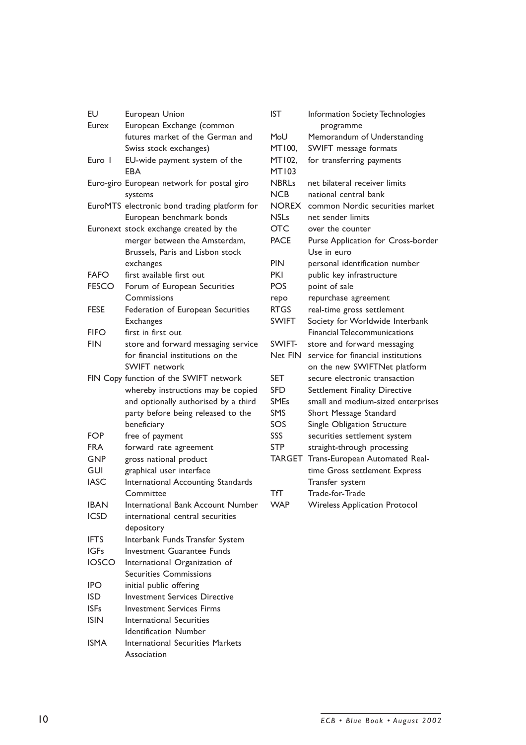| | |
|---|---|
| EU | European Union |
| Eurex | European Exchange (common futures market of the German and Swiss stock exchanges) |
| Euro 1 | EU-wide payment system of the EBA |
| Euro-giro | European network for postal giro systems |
| EuroMTS | electronic bond trading platform for European benchmark bonds |
| Euronext | stock exchange created by the merger between the Amsterdam, Brussels, Paris and Lisbon stock exchanges |
| FAFO | first available first out |
| FESCO | Forum of European Securities Commissions |
| FESE | Federation of European Securities Exchanges |
| FIFO | first in first out |
| FIN | store and forward messaging service for financial institutions on the SWIFT network |
| FIN Copy | function of the SWIFT network whereby instructions may be copied and optionally authorised by a third party before being released to the beneficiary |
| FOP | free of payment |
| FRA | forward rate agreement |
| GNP | gross national product |
| GUI | graphical user interface |
| IASC | International Accounting Standards Committee |
| IBAN | International Bank Account Number |
| ICSD | international central securities depository |
| IFTS | Interbank Funds Transfer System |
| IGFs | Investment Guarantee Funds |
| IOSCO | International Organization of Securities Commissions |
| IPO | initial public offering |
| ISD | Investment Services Directive |
| ISFs | Investment Services Firms |
| ISIN | International Securities Identification Number |
| ISMA | International Securities Markets Association |
| IST | Information Society Technologies programme |
| MoU | Memorandum of Understanding |
| MT100, MT102, MT103 | SWIFT message formats for transferring payments |
| NBRLs | net bilateral receiver limits |
| NCB | national central bank |
| NOREX | common Nordic securities market |
| NSLs | net sender limits |
| OTC | over the counter |
| PACE | Purse Application for Cross-border Use in euro |
| PIN | personal identification number |
| PKI | public key infrastructure |
| POS | point of sale |
| repo | repurchase agreement |
| RTGS | real-time gross settlement |
| SWIFT | Society for Worldwide Interbank Financial Telecommunications |
| SWIFT-Net FIN | store and forward messaging service for financial institutions on the new SWIFTNet platform |
| SET | secure electronic transaction |
| SFD | Settlement Finality Directive |
| SMEs | small and medium-sized enterprises |
| SMS | Short Message Standard |
| SOS | Single Obligation Structure |
| SSS | securities settlement system |
| STP | straight-through processing |
| TARGET | Trans-European Automated Real-time Gross settlement Express Transfer system |
| TfT | Trade-for-Trade |
| WAP | Wireless Application Protocol |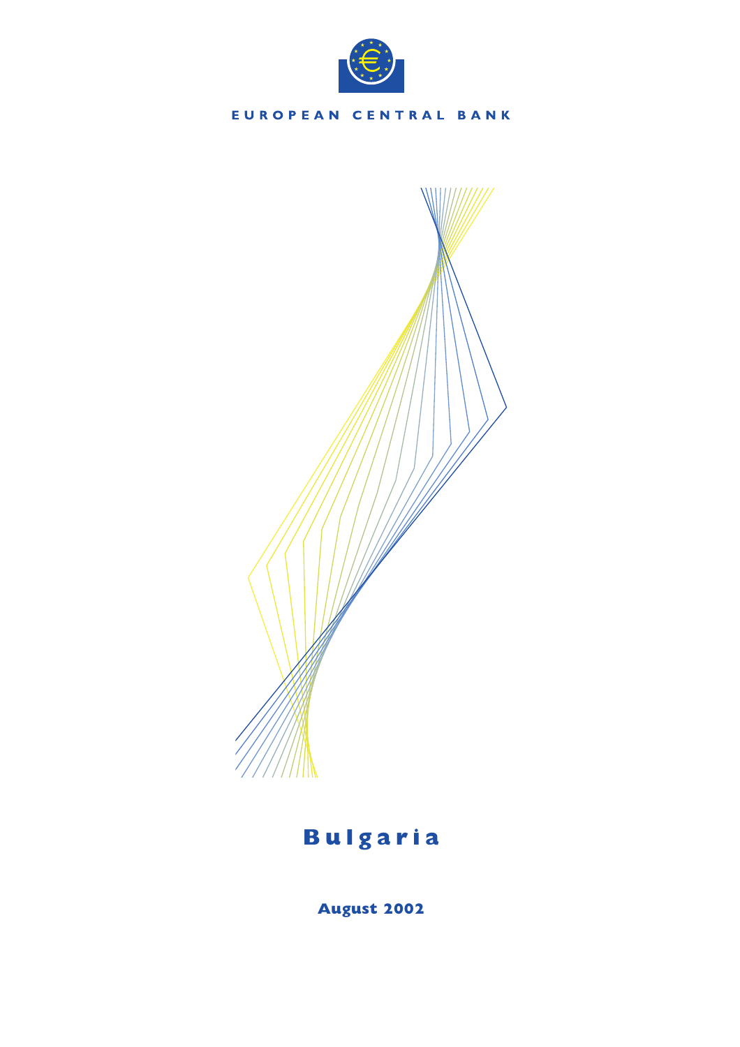# EUROPEAN CENTRAL BANK

# Bulgaria

**August 2002**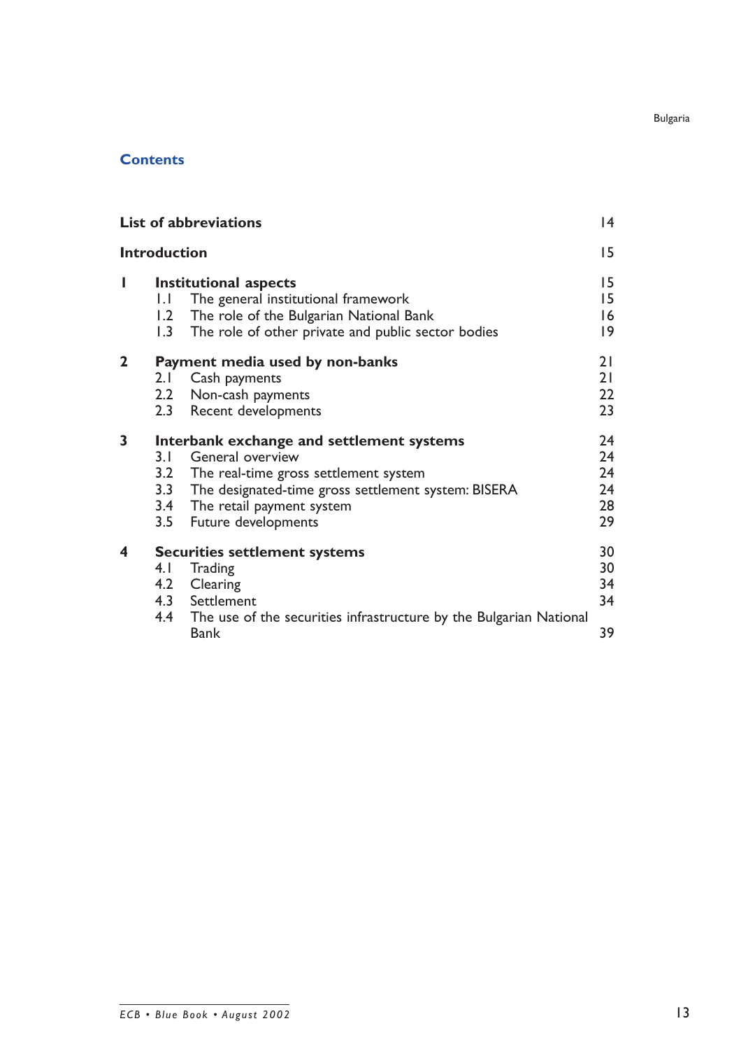## Contents

| | | |
|---|---|---|
| **List of abbreviations** | | 14 |
| **Introduction** | | 15 |
| **1** | **Institutional aspects** | 15 |
| | 1.1 The general institutional framework | 15 |
| | 1.2 The role of the Bulgarian National Bank | 16 |
| | 1.3 The role of other private and public sector bodies | 19 |
| **2** | **Payment media used by non-banks** | 21 |
| | 2.1 Cash payments | 21 |
| | 2.2 Non-cash payments | 22 |
| | 2.3 Recent developments | 23 |
| **3** | **Interbank exchange and settlement systems** | 24 |
| | 3.1 General overview | 24 |
| | 3.2 The real-time gross settlement system | 24 |
| | 3.3 The designated-time gross settlement system: BISERA | 24 |
| | 3.4 The retail payment system | 28 |
| | 3.5 Future developments | 29 |
| **4** | **Securities settlement systems** | 30 |
| | 4.1 Trading | 30 |
| | 4.2 Clearing | 34 |
| | 4.3 Settlement | 34 |
| | 4.4 The use of the securities infrastructure by the Bulgarian National Bank | 39 |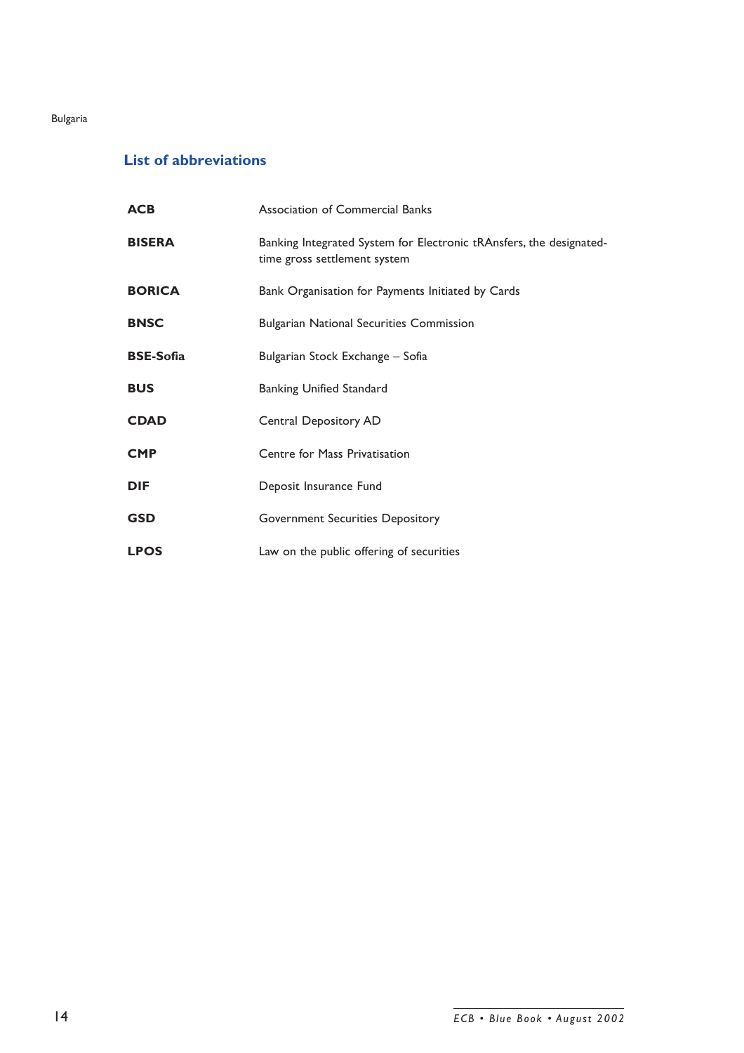## List of abbreviations

| | |
|---|---|
| **ACB** | Association of Commercial Banks |
| **BISERA** | Banking Integrated System for Electronic tRAnsfers, the designated-time gross settlement system |
| **BORICA** | Bank Organisation for Payments Initiated by Cards |
| **BNSC** | Bulgarian National Securities Commission |
| **BSE-Sofia** | Bulgarian Stock Exchange – Sofia |
| **BUS** | Banking Unified Standard |
| **CDAD** | Central Depository AD |
| **CMP** | Centre for Mass Privatisation |
| **DIF** | Deposit Insurance Fund |
| **GSD** | Government Securities Depository |
| **LPOS** | Law on the public offering of securities |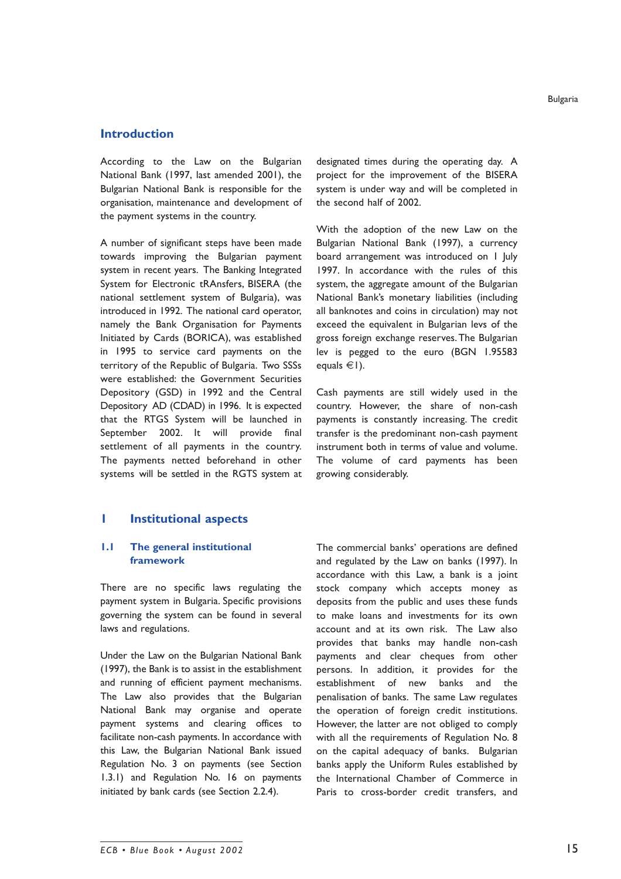## Introduction

According to the Law on the Bulgarian National Bank (1997, last amended 2001), the Bulgarian National Bank is responsible for the organisation, maintenance and development of the payment systems in the country.

A number of significant steps have been made towards improving the Bulgarian payment system in recent years. The Banking Integrated System for Electronic tRAnsfers, BISERA (the national settlement system of Bulgaria), was introduced in 1992. The national card operator, namely the Bank Organisation for Payments Initiated by Cards (BORICA), was established in 1995 to service card payments on the territory of the Republic of Bulgaria. Two SSSs were established: the Government Securities Depository (GSD) in 1992 and the Central Depository AD (CDAD) in 1996. It is expected that the RTGS System will be launched in September 2002. It will provide final settlement of all payments in the country. The payments netted beforehand in other systems will be settled in the RGTS system at designated times during the operating day. A project for the improvement of the BISERA system is under way and will be completed in the second half of 2002.

With the adoption of the new Law on the Bulgarian National Bank (1997), a currency board arrangement was introduced on 1 July 1997. In accordance with the rules of this system, the aggregate amount of the Bulgarian National Bank's monetary liabilities (including all banknotes and coins in circulation) may not exceed the equivalent in Bulgarian levs of the gross foreign exchange reserves. The Bulgarian lev is pegged to the euro (BGN 1.95583 equals €1).

Cash payments are still widely used in the country. However, the share of non-cash payments is constantly increasing. The credit transfer is the predominant non-cash payment instrument both in terms of value and volume. The volume of card payments has been growing considerably.

## 1 Institutional aspects

### 1.1 The general institutional framework

There are no specific laws regulating the payment system in Bulgaria. Specific provisions governing the system can be found in several laws and regulations.

Under the Law on the Bulgarian National Bank (1997), the Bank is to assist in the establishment and running of efficient payment mechanisms. The Law also provides that the Bulgarian National Bank may organise and operate payment systems and clearing offices to facilitate non-cash payments. In accordance with this Law, the Bulgarian National Bank issued Regulation No. 3 on payments (see Section 1.3.1) and Regulation No. 16 on payments initiated by bank cards (see Section 2.2.4).

The commercial banks' operations are defined and regulated by the Law on banks (1997). In accordance with this Law, a bank is a joint stock company which accepts money as deposits from the public and uses these funds to make loans and investments for its own account and at its own risk. The Law also provides that banks may handle non-cash payments and clear cheques from other persons. In addition, it provides for the establishment of new banks and the penalisation of banks. The same Law regulates the operation of foreign credit institutions. However, the latter are not obliged to comply with all the requirements of Regulation No. 8 on the capital adequacy of banks. Bulgarian banks apply the Uniform Rules established by the International Chamber of Commerce in Paris to cross-border credit transfers, and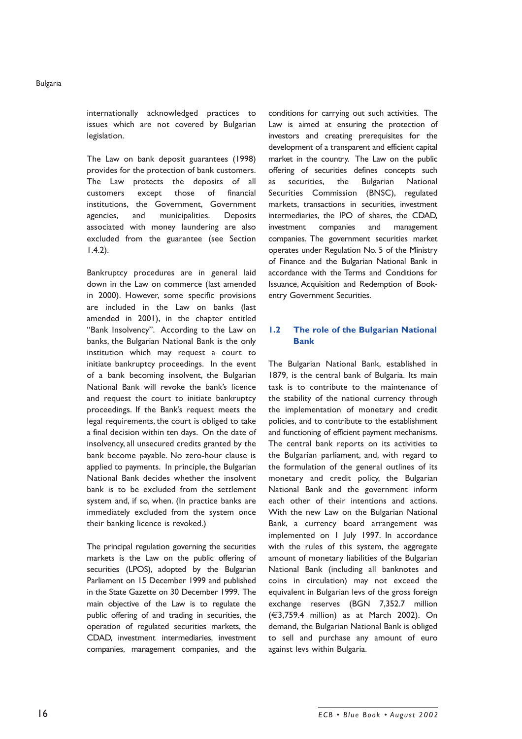internationally acknowledged practices to issues which are not covered by Bulgarian legislation.

The Law on bank deposit guarantees (1998) provides for the protection of bank customers. The Law protects the deposits of all customers except those of financial institutions, the Government, Government agencies, and municipalities. Deposits associated with money laundering are also excluded from the guarantee (see Section 1.4.2).

Bankruptcy procedures are in general laid down in the Law on commerce (last amended in 2000). However, some specific provisions are included in the Law on banks (last amended in 2001), in the chapter entitled "Bank Insolvency". According to the Law on banks, the Bulgarian National Bank is the only institution which may request a court to initiate bankruptcy proceedings. In the event of a bank becoming insolvent, the Bulgarian National Bank will revoke the bank's licence and request the court to initiate bankruptcy proceedings. If the Bank's request meets the legal requirements, the court is obliged to take a final decision within ten days. On the date of insolvency, all unsecured credits granted by the bank become payable. No zero-hour clause is applied to payments. In principle, the Bulgarian National Bank decides whether the insolvent bank is to be excluded from the settlement system and, if so, when. (In practice banks are immediately excluded from the system once their banking licence is revoked.)

The principal regulation governing the securities markets is the Law on the public offering of securities (LPOS), adopted by the Bulgarian Parliament on 15 December 1999 and published in the State Gazette on 30 December 1999. The main objective of the Law is to regulate the public offering of and trading in securities, the operation of regulated securities markets, the CDAD, investment intermediaries, investment companies, management companies, and the conditions for carrying out such activities. The Law is aimed at ensuring the protection of investors and creating prerequisites for the development of a transparent and efficient capital market in the country. The Law on the public offering of securities defines concepts such as securities, the Bulgarian National Securities Commission (BNSC), regulated markets, transactions in securities, investment intermediaries, the IPO of shares, the CDAD, investment companies and management companies. The government securities market operates under Regulation No. 5 of the Ministry of Finance and the Bulgarian National Bank in accordance with the Terms and Conditions for Issuance, Acquisition and Redemption of Book-entry Government Securities.

## 1.2 The role of the Bulgarian National Bank

The Bulgarian National Bank, established in 1879, is the central bank of Bulgaria. Its main task is to contribute to the maintenance of the stability of the national currency through the implementation of monetary and credit policies, and to contribute to the establishment and functioning of efficient payment mechanisms. The central bank reports on its activities to the Bulgarian parliament, and, with regard to the formulation of the general outlines of its monetary and credit policy, the Bulgarian National Bank and the government inform each other of their intentions and actions. With the new Law on the Bulgarian National Bank, a currency board arrangement was implemented on 1 July 1997. In accordance with the rules of this system, the aggregate amount of monetary liabilities of the Bulgarian National Bank (including all banknotes and coins in circulation) may not exceed the equivalent in Bulgarian levs of the gross foreign exchange reserves (BGN 7,352.7 million (€3,759.4 million) as at March 2002). On demand, the Bulgarian National Bank is obliged to sell and purchase any amount of euro against levs within Bulgaria.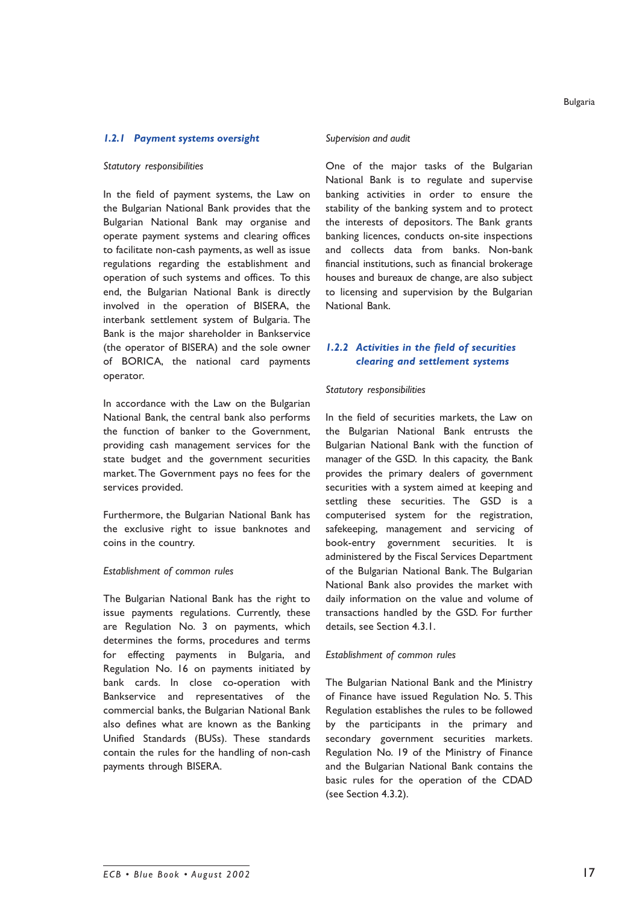### 1.2.1 Payment systems oversight

*Statutory responsibilities*

In the field of payment systems, the Law on the Bulgarian National Bank provides that the Bulgarian National Bank may organise and operate payment systems and clearing offices to facilitate non-cash payments, as well as issue regulations regarding the establishment and operation of such systems and offices. To this end, the Bulgarian National Bank is directly involved in the operation of BISERA, the interbank settlement system of Bulgaria. The Bank is the major shareholder in Bankservice (the operator of BISERA) and the sole owner of BORICA, the national card payments operator.

In accordance with the Law on the Bulgarian National Bank, the central bank also performs the function of banker to the Government, providing cash management services for the state budget and the government securities market. The Government pays no fees for the services provided.

Furthermore, the Bulgarian National Bank has the exclusive right to issue banknotes and coins in the country.

*Establishment of common rules*

The Bulgarian National Bank has the right to issue payments regulations. Currently, these are Regulation No. 3 on payments, which determines the forms, procedures and terms for effecting payments in Bulgaria, and Regulation No. 16 on payments initiated by bank cards. In close co-operation with Bankservice and representatives of the commercial banks, the Bulgarian National Bank also defines what are known as the Banking Unified Standards (BUSs). These standards contain the rules for the handling of non-cash payments through BISERA.

*Supervision and audit*

One of the major tasks of the Bulgarian National Bank is to regulate and supervise banking activities in order to ensure the stability of the banking system and to protect the interests of depositors. The Bank grants banking licences, conducts on-site inspections and collects data from banks. Non-bank financial institutions, such as financial brokerage houses and bureaux de change, are also subject to licensing and supervision by the Bulgarian National Bank.

### 1.2.2 Activities in the field of securities clearing and settlement systems

*Statutory responsibilities*

In the field of securities markets, the Law on the Bulgarian National Bank entrusts the Bulgarian National Bank with the function of manager of the GSD. In this capacity, the Bank provides the primary dealers of government securities with a system aimed at keeping and settling these securities. The GSD is a computerised system for the registration, safekeeping, management and servicing of book-entry government securities. It is administered by the Fiscal Services Department of the Bulgarian National Bank. The Bulgarian National Bank also provides the market with daily information on the value and volume of transactions handled by the GSD. For further details, see Section 4.3.1.

*Establishment of common rules*

The Bulgarian National Bank and the Ministry of Finance have issued Regulation No. 5. This Regulation establishes the rules to be followed by the participants in the primary and secondary government securities markets. Regulation No. 19 of the Ministry of Finance and the Bulgarian National Bank contains the basic rules for the operation of the CDAD (see Section 4.3.2).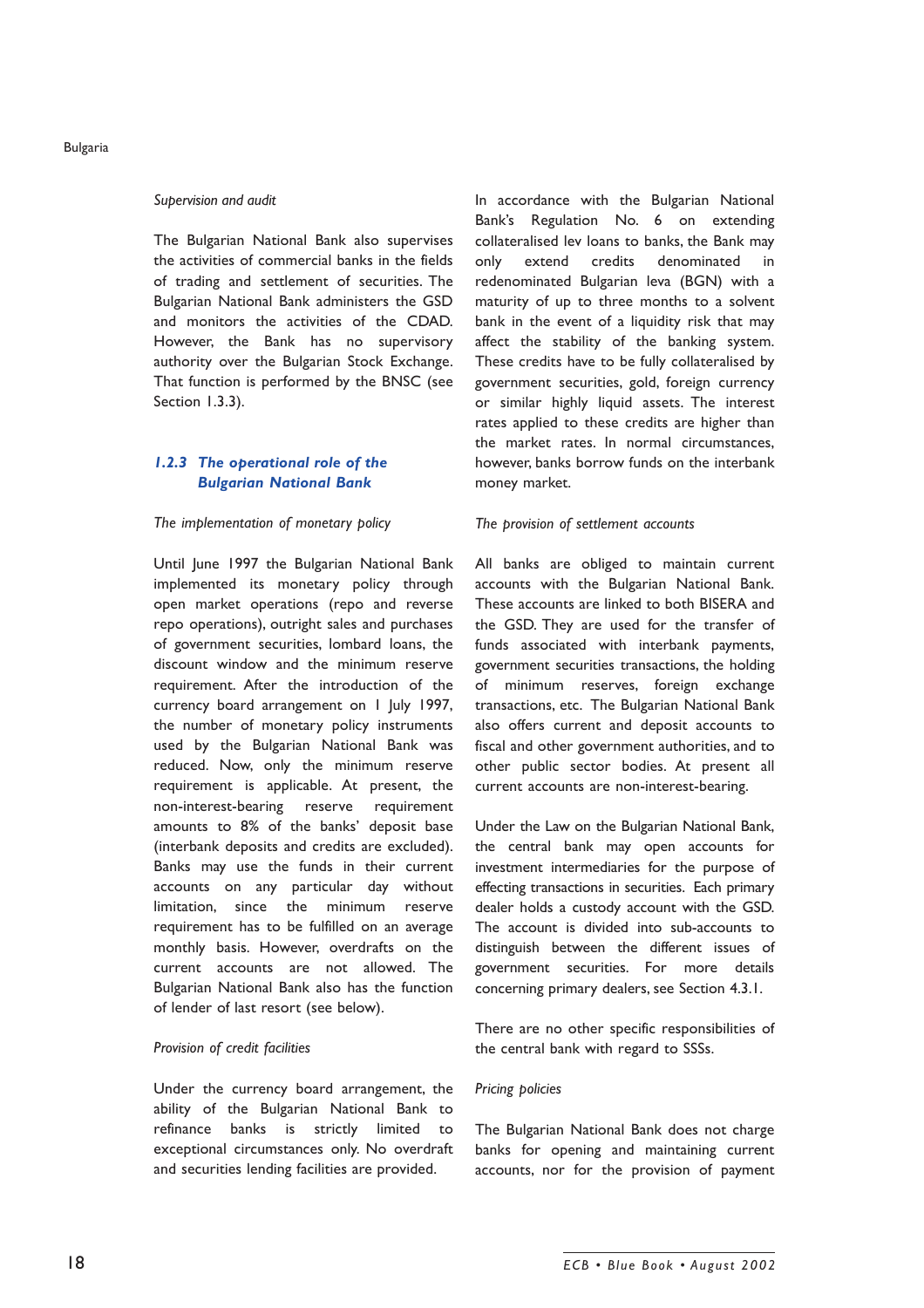*Supervision and audit*

The Bulgarian National Bank also supervises the activities of commercial banks in the fields of trading and settlement of securities. The Bulgarian National Bank administers the GSD and monitors the activities of the CDAD. However, the Bank has no supervisory authority over the Bulgarian Stock Exchange. That function is performed by the BNSC (see Section 1.3.3).

### 1.2.3 The operational role of the Bulgarian National Bank

*The implementation of monetary policy*

Until June 1997 the Bulgarian National Bank implemented its monetary policy through open market operations (repo and reverse repo operations), outright sales and purchases of government securities, lombard loans, the discount window and the minimum reserve requirement. After the introduction of the currency board arrangement on 1 July 1997, the number of monetary policy instruments used by the Bulgarian National Bank was reduced. Now, only the minimum reserve requirement is applicable. At present, the non-interest-bearing reserve requirement amounts to 8% of the banks' deposit base (interbank deposits and credits are excluded). Banks may use the funds in their current accounts on any particular day without limitation, since the minimum reserve requirement has to be fulfilled on an average monthly basis. However, overdrafts on the current accounts are not allowed. The Bulgarian National Bank also has the function of lender of last resort (see below).

*Provision of credit facilities*

Under the currency board arrangement, the ability of the Bulgarian National Bank to refinance banks is strictly limited to exceptional circumstances only. No overdraft and securities lending facilities are provided.

In accordance with the Bulgarian National Bank's Regulation No. 6 on extending collateralised lev loans to banks, the Bank may only extend credits denominated in redenominated Bulgarian leva (BGN) with a maturity of up to three months to a solvent bank in the event of a liquidity risk that may affect the stability of the banking system. These credits have to be fully collateralised by government securities, gold, foreign currency or similar highly liquid assets. The interest rates applied to these credits are higher than the market rates. In normal circumstances, however, banks borrow funds on the interbank money market.

*The provision of settlement accounts*

All banks are obliged to maintain current accounts with the Bulgarian National Bank. These accounts are linked to both BISERA and the GSD. They are used for the transfer of funds associated with interbank payments, government securities transactions, the holding of minimum reserves, foreign exchange transactions, etc. The Bulgarian National Bank also offers current and deposit accounts to fiscal and other government authorities, and to other public sector bodies. At present all current accounts are non-interest-bearing.

Under the Law on the Bulgarian National Bank, the central bank may open accounts for investment intermediaries for the purpose of effecting transactions in securities. Each primary dealer holds a custody account with the GSD. The account is divided into sub-accounts to distinguish between the different issues of government securities. For more details concerning primary dealers, see Section 4.3.1.

There are no other specific responsibilities of the central bank with regard to SSSs.

*Pricing policies*

The Bulgarian National Bank does not charge banks for opening and maintaining current accounts, nor for the provision of payment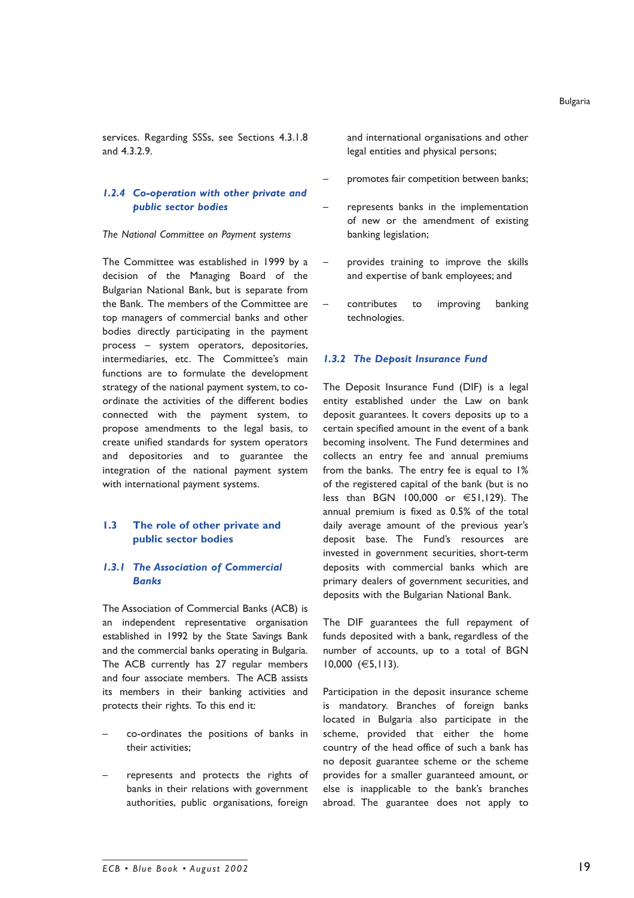services. Regarding SSSs, see Sections 4.3.1.8 and 4.3.2.9.

### *1.2.4 Co-operation with other private and public sector bodies*

*The National Committee on Payment systems*

The Committee was established in 1999 by a decision of the Managing Board of the Bulgarian National Bank, but is separate from the Bank. The members of the Committee are top managers of commercial banks and other bodies directly participating in the payment process – system operators, depositories, intermediaries, etc. The Committee's main functions are to formulate the development strategy of the national payment system, to co-ordinate the activities of the different bodies connected with the payment system, to propose amendments to the legal basis, to create unified standards for system operators and depositories and to guarantee the integration of the national payment system with international payment systems.

## 1.3 The role of other private and public sector bodies

### *1.3.1 The Association of Commercial Banks*

The Association of Commercial Banks (ACB) is an independent representative organisation established in 1992 by the State Savings Bank and the commercial banks operating in Bulgaria. The ACB currently has 27 regular members and four associate members. The ACB assists its members in their banking activities and protects their rights. To this end it:

- co-ordinates the positions of banks in their activities;
- represents and protects the rights of banks in their relations with government authorities, public organisations, foreign and international organisations and other legal entities and physical persons;
- promotes fair competition between banks;
- represents banks in the implementation of new or the amendment of existing banking legislation;
- provides training to improve the skills and expertise of bank employees; and
- contributes to improving banking technologies.

### *1.3.2 The Deposit Insurance Fund*

The Deposit Insurance Fund (DIF) is a legal entity established under the Law on bank deposit guarantees. It covers deposits up to a certain specified amount in the event of a bank becoming insolvent. The Fund determines and collects an entry fee and annual premiums from the banks. The entry fee is equal to 1% of the registered capital of the bank (but is no less than BGN 100,000 or €51,129). The annual premium is fixed as 0.5% of the total daily average amount of the previous year's deposit base. The Fund's resources are invested in government securities, short-term deposits with commercial banks which are primary dealers of government securities, and deposits with the Bulgarian National Bank.

The DIF guarantees the full repayment of funds deposited with a bank, regardless of the number of accounts, up to a total of BGN 10,000 (€5,113).

Participation in the deposit insurance scheme is mandatory. Branches of foreign banks located in Bulgaria also participate in the scheme, provided that either the home country of the head office of such a bank has no deposit guarantee scheme or the scheme provides for a smaller guaranteed amount, or else is inapplicable to the bank's branches abroad. The guarantee does not apply to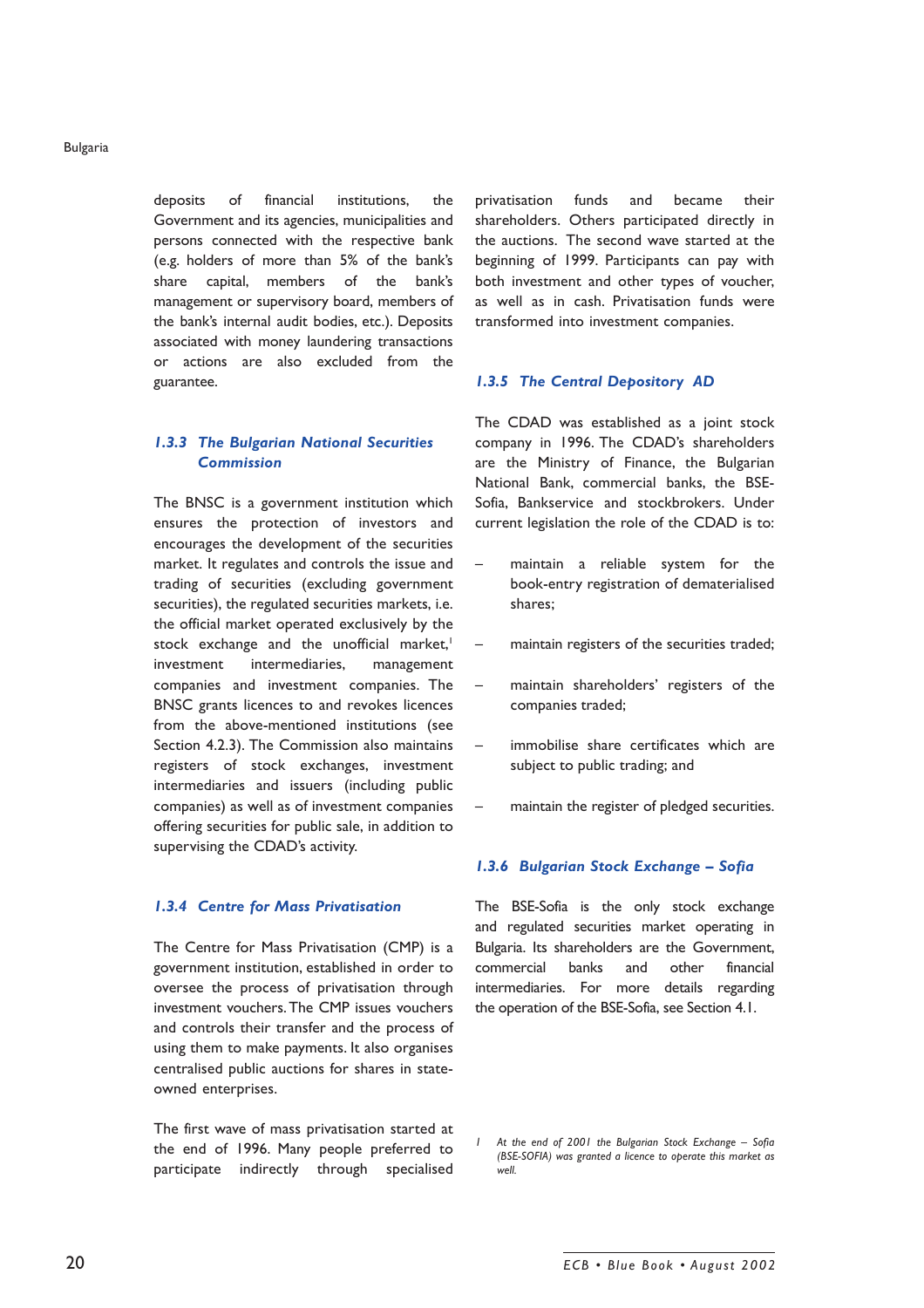deposits of financial institutions, the Government and its agencies, municipalities and persons connected with the respective bank (e.g. holders of more than 5% of the bank's share capital, members of the bank's management or supervisory board, members of the bank's internal audit bodies, etc.). Deposits associated with money laundering transactions or actions are also excluded from the guarantee.

### *1.3.3 The Bulgarian National Securities Commission*

The BNSC is a government institution which ensures the protection of investors and encourages the development of the securities market. It regulates and controls the issue and trading of securities (excluding government securities), the regulated securities markets, i.e. the official market operated exclusively by the stock exchange and the unofficial market,[1] investment intermediaries, management companies and investment companies. The BNSC grants licences to and revokes licences from the above-mentioned institutions (see Section 4.2.3). The Commission also maintains registers of stock exchanges, investment intermediaries and issuers (including public companies) as well as of investment companies offering securities for public sale, in addition to supervising the CDAD's activity.

### *1.3.4 Centre for Mass Privatisation*

The Centre for Mass Privatisation (CMP) is a government institution, established in order to oversee the process of privatisation through investment vouchers. The CMP issues vouchers and controls their transfer and the process of using them to make payments. It also organises centralised public auctions for shares in state-owned enterprises.

The first wave of mass privatisation started at the end of 1996. Many people preferred to participate indirectly through specialised privatisation funds and became their shareholders. Others participated directly in the auctions. The second wave started at the beginning of 1999. Participants can pay with both investment and other types of voucher, as well as in cash. Privatisation funds were transformed into investment companies.

### *1.3.5 The Central Depository AD*

The CDAD was established as a joint stock company in 1996. The CDAD's shareholders are the Ministry of Finance, the Bulgarian National Bank, commercial banks, the BSE-Sofia, Bankservice and stockbrokers. Under current legislation the role of the CDAD is to:

- maintain a reliable system for the book-entry registration of dematerialised shares;
- maintain registers of the securities traded;
- maintain shareholders' registers of the companies traded;
- immobilise share certificates which are subject to public trading; and
- maintain the register of pledged securities.

### *1.3.6 Bulgarian Stock Exchange – Sofia*

The BSE-Sofia is the only stock exchange and regulated securities market operating in Bulgaria. Its shareholders are the Government, commercial banks and other financial intermediaries. For more details regarding the operation of the BSE-Sofia, see Section 4.1.

---

1 *At the end of 2001 the Bulgarian Stock Exchange – Sofia (BSE-SOFIA) was granted a licence to operate this market as well.*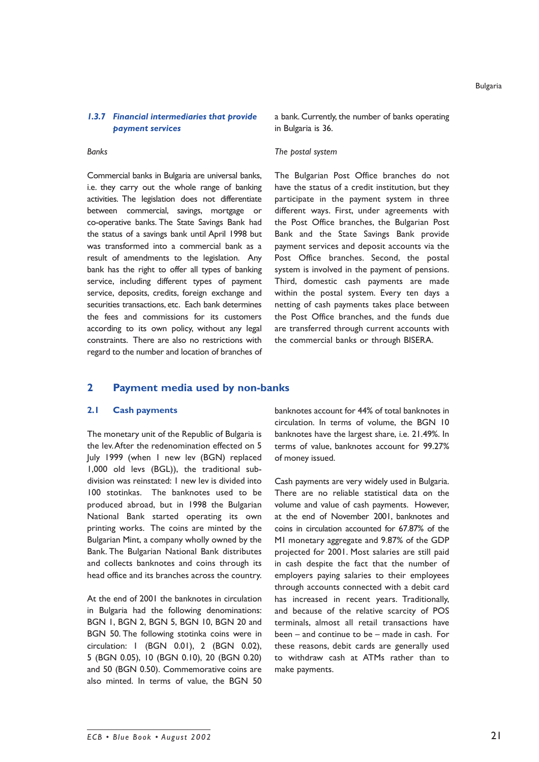### 1.3.7 *Financial intermediaries that provide payment services*

*Banks*

Commercial banks in Bulgaria are universal banks, i.e. they carry out the whole range of banking activities. The legislation does not differentiate between commercial, savings, mortgage or co-operative banks. The State Savings Bank had the status of a savings bank until April 1998 but was transformed into a commercial bank as a result of amendments to the legislation. Any bank has the right to offer all types of banking service, including different types of payment service, deposits, credits, foreign exchange and securities transactions, etc. Each bank determines the fees and commissions for its customers according to its own policy, without any legal constraints. There are also no restrictions with regard to the number and location of branches of a bank. Currently, the number of banks operating in Bulgaria is 36.

*The postal system*

The Bulgarian Post Office branches do not have the status of a credit institution, but they participate in the payment system in three different ways. First, under agreements with the Post Office branches, the Bulgarian Post Bank and the State Savings Bank provide payment services and deposit accounts via the Post Office branches. Second, the postal system is involved in the payment of pensions. Third, domestic cash payments are made within the postal system. Every ten days a netting of cash payments takes place between the Post Office branches, and the funds due are transferred through current accounts with the commercial banks or through BISERA.

## 2 Payment media used by non-banks

### 2.1 Cash payments

The monetary unit of the Republic of Bulgaria is the lev. After the redenomination effected on 5 July 1999 (when 1 new lev (BGN) replaced 1,000 old levs (BGL)), the traditional sub-division was reinstated: 1 new lev is divided into 100 stotinkas. The banknotes used to be produced abroad, but in 1998 the Bulgarian National Bank started operating its own printing works. The coins are minted by the Bulgarian Mint, a company wholly owned by the Bank. The Bulgarian National Bank distributes and collects banknotes and coins through its head office and its branches across the country.

At the end of 2001 the banknotes in circulation in Bulgaria had the following denominations: BGN 1, BGN 2, BGN 5, BGN 10, BGN 20 and BGN 50. The following stotinka coins were in circulation: 1 (BGN 0.01), 2 (BGN 0.02), 5 (BGN 0.05), 10 (BGN 0.10), 20 (BGN 0.20) and 50 (BGN 0.50). Commemorative coins are also minted. In terms of value, the BGN 50 banknotes account for 44% of total banknotes in circulation. In terms of volume, the BGN 10 banknotes have the largest share, i.e. 21.49%. In terms of value, banknotes account for 99.27% of money issued.

Cash payments are very widely used in Bulgaria. There are no reliable statistical data on the volume and value of cash payments. However, at the end of November 2001, banknotes and coins in circulation accounted for 67.87% of the M1 monetary aggregate and 9.87% of the GDP projected for 2001. Most salaries are still paid in cash despite the fact that the number of employers paying salaries to their employees through accounts connected with a debit card has increased in recent years. Traditionally, and because of the relative scarcity of POS terminals, almost all retail transactions have been – and continue to be – made in cash. For these reasons, debit cards are generally used to withdraw cash at ATMs rather than to make payments.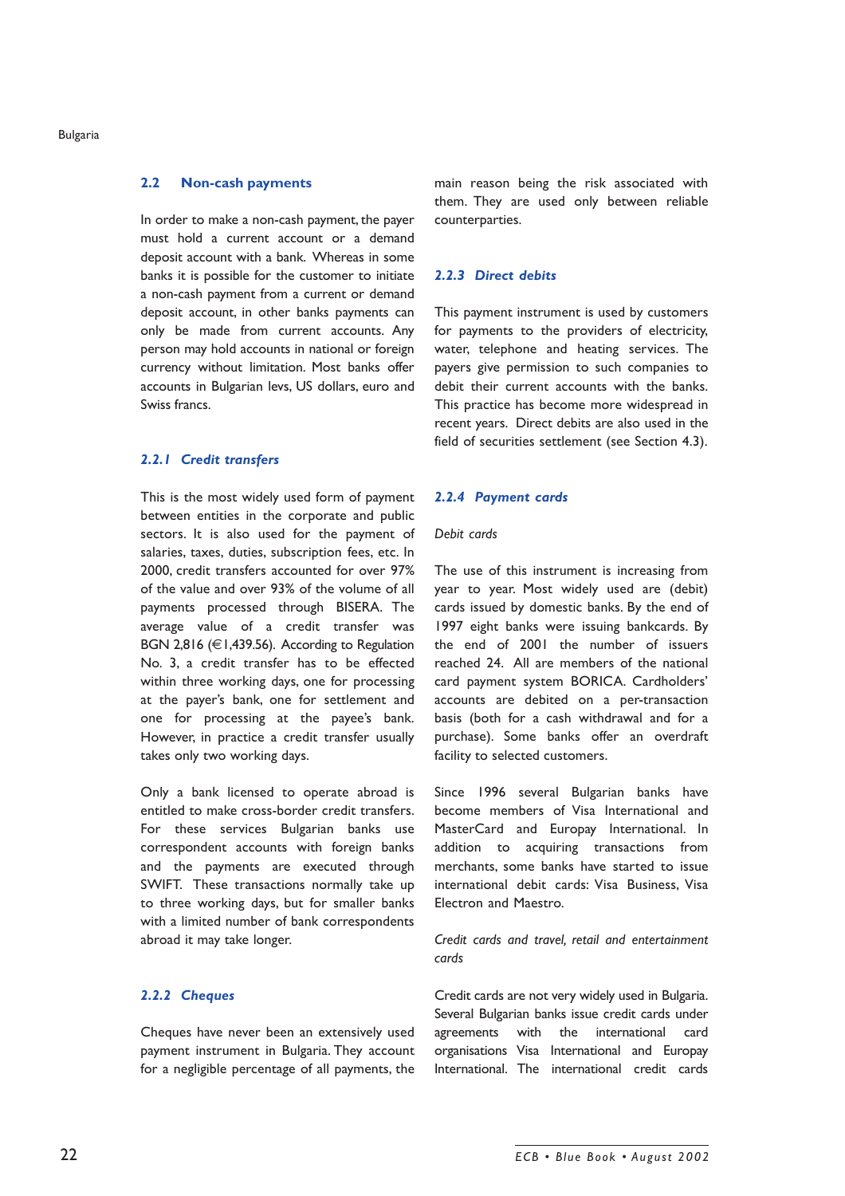### 2.2 Non-cash payments

In order to make a non-cash payment, the payer must hold a current account or a demand deposit account with a bank. Whereas in some banks it is possible for the customer to initiate a non-cash payment from a current or demand deposit account, in other banks payments can only be made from current accounts. Any person may hold accounts in national or foreign currency without limitation. Most banks offer accounts in Bulgarian levs, US dollars, euro and Swiss francs.

#### *2.2.1 Credit transfers*

This is the most widely used form of payment between entities in the corporate and public sectors. It is also used for the payment of salaries, taxes, duties, subscription fees, etc. In 2000, credit transfers accounted for over 97% of the value and over 93% of the volume of all payments processed through BISERA. The average value of a credit transfer was BGN 2,816 (€1,439.56). According to Regulation No. 3, a credit transfer has to be effected within three working days, one for processing at the payer's bank, one for settlement and one for processing at the payee's bank. However, in practice a credit transfer usually takes only two working days.

Only a bank licensed to operate abroad is entitled to make cross-border credit transfers. For these services Bulgarian banks use correspondent accounts with foreign banks and the payments are executed through SWIFT. These transactions normally take up to three working days, but for smaller banks with a limited number of bank correspondents abroad it may take longer.

#### *2.2.2 Cheques*

Cheques have never been an extensively used payment instrument in Bulgaria. They account for a negligible percentage of all payments, the main reason being the risk associated with them. They are used only between reliable counterparties.

#### *2.2.3 Direct debits*

This payment instrument is used by customers for payments to the providers of electricity, water, telephone and heating services. The payers give permission to such companies to debit their current accounts with the banks. This practice has become more widespread in recent years. Direct debits are also used in the field of securities settlement (see Section 4.3).

#### *2.2.4 Payment cards*

*Debit cards*

The use of this instrument is increasing from year to year. Most widely used are (debit) cards issued by domestic banks. By the end of 1997 eight banks were issuing bankcards. By the end of 2001 the number of issuers reached 24. All are members of the national card payment system BORICA. Cardholders' accounts are debited on a per-transaction basis (both for a cash withdrawal and for a purchase). Some banks offer an overdraft facility to selected customers.

Since 1996 several Bulgarian banks have become members of Visa International and MasterCard and Europay International. In addition to acquiring transactions from merchants, some banks have started to issue international debit cards: Visa Business, Visa Electron and Maestro.

*Credit cards and travel, retail and entertainment cards*

Credit cards are not very widely used in Bulgaria. Several Bulgarian banks issue credit cards under agreements with the international card organisations Visa International and Europay International. The international credit cards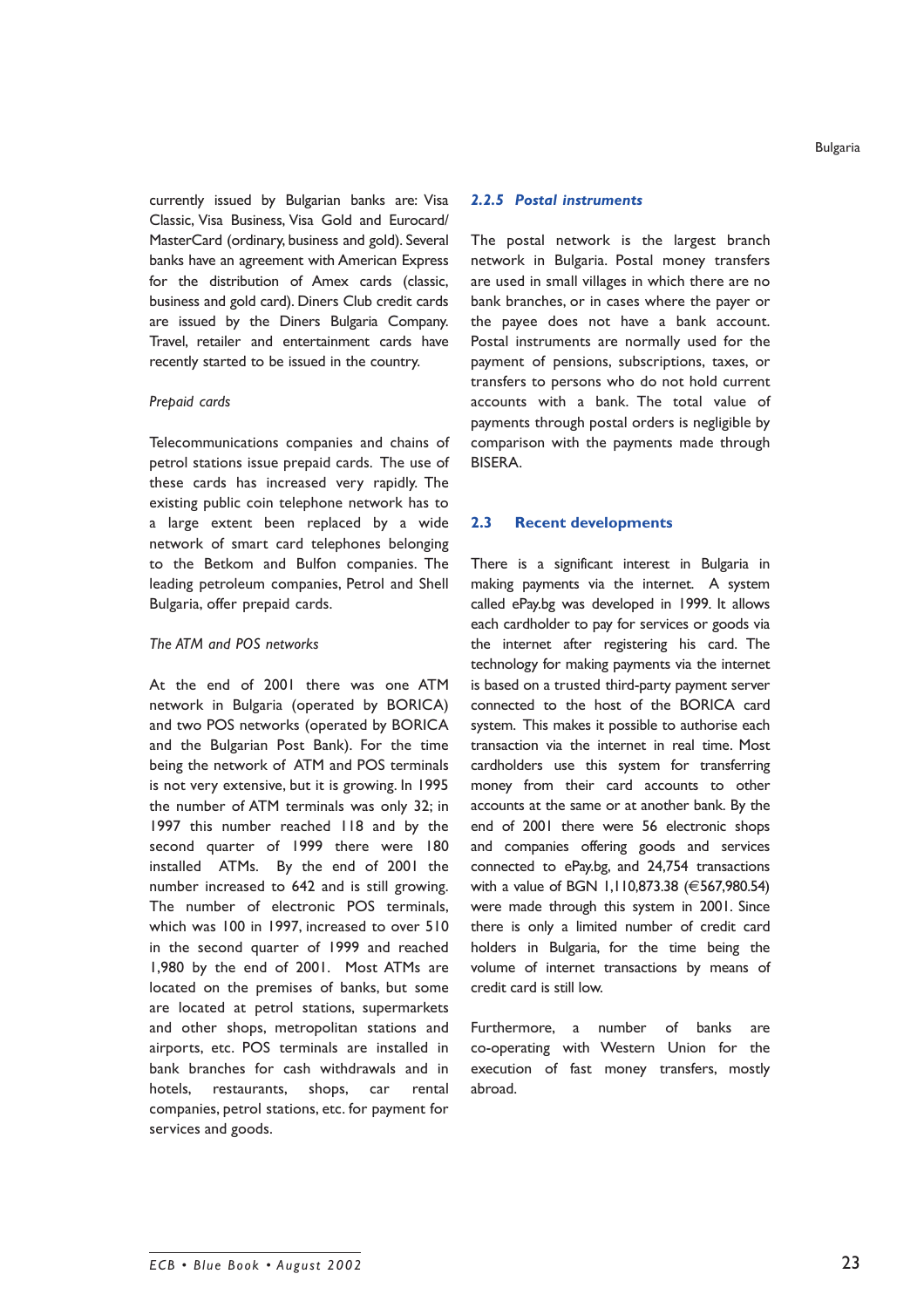currently issued by Bulgarian banks are: Visa Classic, Visa Business, Visa Gold and Eurocard/ MasterCard (ordinary, business and gold). Several banks have an agreement with American Express for the distribution of Amex cards (classic, business and gold card). Diners Club credit cards are issued by the Diners Bulgaria Company. Travel, retailer and entertainment cards have recently started to be issued in the country.

*Prepaid cards*

Telecommunications companies and chains of petrol stations issue prepaid cards. The use of these cards has increased very rapidly. The existing public coin telephone network has to a large extent been replaced by a wide network of smart card telephones belonging to the Betkom and Bulfon companies. The leading petroleum companies, Petrol and Shell Bulgaria, offer prepaid cards.

*The ATM and POS networks*

At the end of 2001 there was one ATM network in Bulgaria (operated by BORICA) and two POS networks (operated by BORICA and the Bulgarian Post Bank). For the time being the network of ATM and POS terminals is not very extensive, but it is growing. In 1995 the number of ATM terminals was only 32; in 1997 this number reached 118 and by the second quarter of 1999 there were 180 installed ATMs. By the end of 2001 the number increased to 642 and is still growing. The number of electronic POS terminals, which was 100 in 1997, increased to over 510 in the second quarter of 1999 and reached 1,980 by the end of 2001. Most ATMs are located on the premises of banks, but some are located at petrol stations, supermarkets and other shops, metropolitan stations and airports, etc. POS terminals are installed in bank branches for cash withdrawals and in hotels, restaurants, shops, car rental companies, petrol stations, etc. for payment for services and goods.

### 2.2.5 *Postal instruments*

The postal network is the largest branch network in Bulgaria. Postal money transfers are used in small villages in which there are no bank branches, or in cases where the payer or the payee does not have a bank account. Postal instruments are normally used for the payment of pensions, subscriptions, taxes, or transfers to persons who do not hold current accounts with a bank. The total value of payments through postal orders is negligible by comparison with the payments made through BISERA.

## 2.3 Recent developments

There is a significant interest in Bulgaria in making payments via the internet. A system called ePay.bg was developed in 1999. It allows each cardholder to pay for services or goods via the internet after registering his card. The technology for making payments via the internet is based on a trusted third-party payment server connected to the host of the BORICA card system. This makes it possible to authorise each transaction via the internet in real time. Most cardholders use this system for transferring money from their card accounts to other accounts at the same or at another bank. By the end of 2001 there were 56 electronic shops and companies offering goods and services connected to ePay.bg, and 24,754 transactions with a value of BGN 1,110,873.38 (€567,980.54) were made through this system in 2001. Since there is only a limited number of credit card holders in Bulgaria, for the time being the volume of internet transactions by means of credit card is still low.

Furthermore, a number of banks are co-operating with Western Union for the execution of fast money transfers, mostly abroad.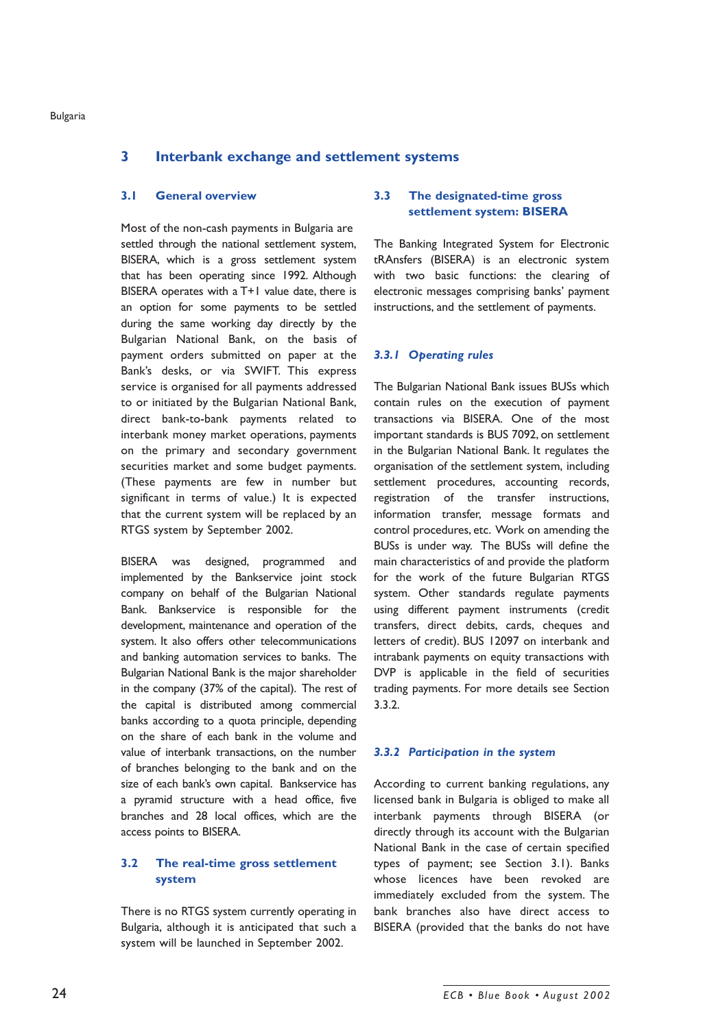## 3 Interbank exchange and settlement systems

### 3.1 General overview

Most of the non-cash payments in Bulgaria are settled through the national settlement system, BISERA, which is a gross settlement system that has been operating since 1992. Although BISERA operates with a T+1 value date, there is an option for some payments to be settled during the same working day directly by the Bulgarian National Bank, on the basis of payment orders submitted on paper at the Bank's desks, or via SWIFT. This express service is organised for all payments addressed to or initiated by the Bulgarian National Bank, direct bank-to-bank payments related to interbank money market operations, payments on the primary and secondary government securities market and some budget payments. (These payments are few in number but significant in terms of value.) It is expected that the current system will be replaced by an RTGS system by September 2002.

BISERA was designed, programmed and implemented by the Bankservice joint stock company on behalf of the Bulgarian National Bank. Bankservice is responsible for the development, maintenance and operation of the system. It also offers other telecommunications and banking automation services to banks. The Bulgarian National Bank is the major shareholder in the company (37% of the capital). The rest of the capital is distributed among commercial banks according to a quota principle, depending on the share of each bank in the volume and value of interbank transactions, on the number of branches belonging to the bank and on the size of each bank's own capital. Bankservice has a pyramid structure with a head office, five branches and 28 local offices, which are the access points to BISERA.

### 3.2 The real-time gross settlement system

There is no RTGS system currently operating in Bulgaria, although it is anticipated that such a system will be launched in September 2002.

### 3.3 The designated-time gross settlement system: BISERA

The Banking Integrated System for Electronic tRAnsfers (BISERA) is an electronic system with two basic functions: the clearing of electronic messages comprising banks' payment instructions, and the settlement of payments.

#### *3.3.1 Operating rules*

The Bulgarian National Bank issues BUSs which contain rules on the execution of payment transactions via BISERA. One of the most important standards is BUS 7092, on settlement in the Bulgarian National Bank. It regulates the organisation of the settlement system, including settlement procedures, accounting records, registration of the transfer instructions, information transfer, message formats and control procedures, etc. Work on amending the BUSs is under way. The BUSs will define the main characteristics of and provide the platform for the work of the future Bulgarian RTGS system. Other standards regulate payments using different payment instruments (credit transfers, direct debits, cards, cheques and letters of credit). BUS 12097 on interbank and intrabank payments on equity transactions with DVP is applicable in the field of securities trading payments. For more details see Section 3.3.2.

#### *3.3.2 Participation in the system*

According to current banking regulations, any licensed bank in Bulgaria is obliged to make all interbank payments through BISERA (or directly through its account with the Bulgarian National Bank in the case of certain specified types of payment; see Section 3.1). Banks whose licences have been revoked are immediately excluded from the system. The bank branches also have direct access to BISERA (provided that the banks do not have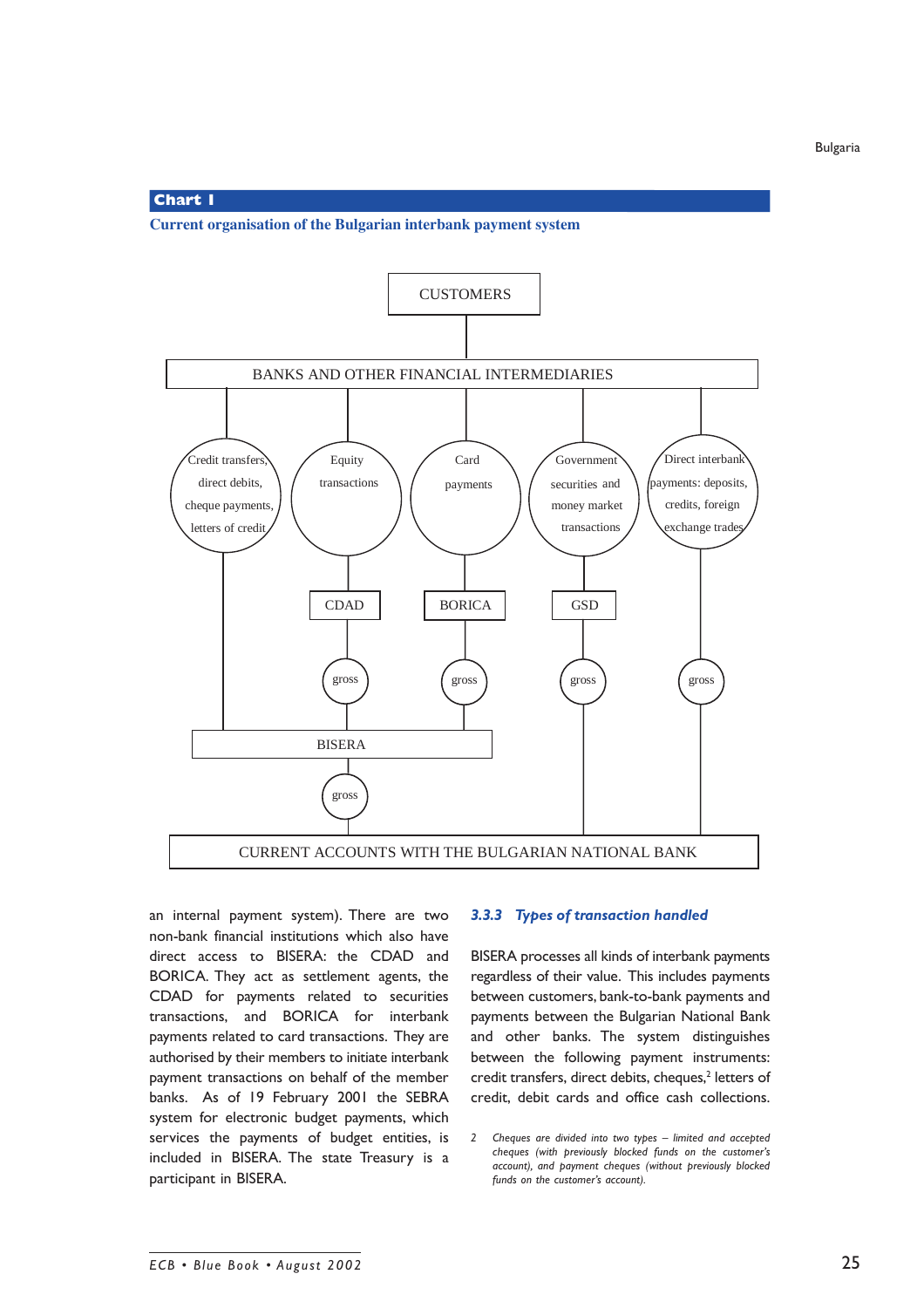**Chart 1**

**Current organisation of the Bulgarian interbank payment system**

CUSTOMERS

BANKS AND OTHER FINANCIAL INTERMEDIARIES

Credit transfers, direct debits, cheque payments, letters of credit

Equity transactions

Card payments

Government securities and money market transactions

Direct interbank payments: deposits, credits, foreign exchange trades

CDAD

BORICA

GSD

gross

gross

gross

gross

BISERA

gross

CURRENT ACCOUNTS WITH THE BULGARIAN NATIONAL BANK

an internal payment system). There are two non-bank financial institutions which also have direct access to BISERA: the CDAD and BORICA. They act as settlement agents, the CDAD for payments related to securities transactions, and BORICA for interbank payments related to card transactions. They are authorised by their members to initiate interbank payment transactions on behalf of the member banks. As of 19 February 2001 the SEBRA system for electronic budget payments, which services the payments of budget entities, is included in BISERA. The state Treasury is a participant in BISERA.

### *3.3.3 Types of transaction handled*

BISERA processes all kinds of interbank payments regardless of their value. This includes payments between customers, bank-to-bank payments and payments between the Bulgarian National Bank and other banks. The system distinguishes between the following payment instruments: credit transfers, direct debits, cheques,[2] letters of credit, debit cards and office cash collections.

2 *Cheques are divided into two types – limited and accepted cheques (with previously blocked funds on the customer's account), and payment cheques (without previously blocked funds on the customer's account).*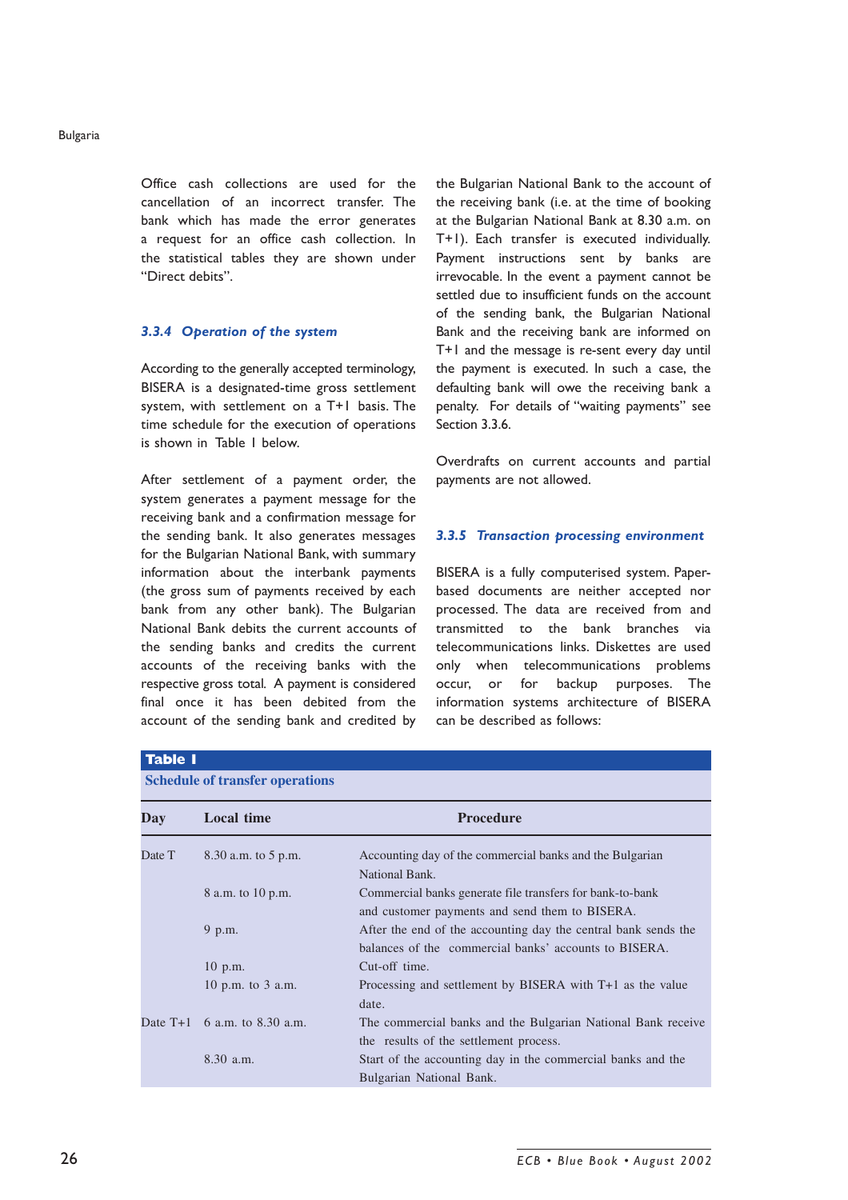Office cash collections are used for the cancellation of an incorrect transfer. The bank which has made the error generates a request for an office cash collection. In the statistical tables they are shown under "Direct debits".

### *3.3.4 Operation of the system*

According to the generally accepted terminology, BISERA is a designated-time gross settlement system, with settlement on a T+1 basis. The time schedule for the execution of operations is shown in Table 1 below.

After settlement of a payment order, the system generates a payment message for the receiving bank and a confirmation message for the sending bank. It also generates messages for the Bulgarian National Bank, with summary information about the interbank payments (the gross sum of payments received by each bank from any other bank). The Bulgarian National Bank debits the current accounts of the sending banks and credits the current accounts of the receiving banks with the respective gross total. A payment is considered final once it has been debited from the account of the sending bank and credited by the Bulgarian National Bank to the account of the receiving bank (i.e. at the time of booking at the Bulgarian National Bank at 8.30 a.m. on T+1). Each transfer is executed individually. Payment instructions sent by banks are irrevocable. In the event a payment cannot be settled due to insufficient funds on the account of the sending bank, the Bulgarian National Bank and the receiving bank are informed on T+1 and the message is re-sent every day until the payment is executed. In such a case, the defaulting bank will owe the receiving bank a penalty. For details of "waiting payments" see Section 3.3.6.

Overdrafts on current accounts and partial payments are not allowed.

### *3.3.5 Transaction processing environment*

BISERA is a fully computerised system. Paper-based documents are neither accepted nor processed. The data are received from and transmitted to the bank branches via telecommunications links. Diskettes are used only when telecommunications problems occur, or for backup purposes. The information systems architecture of BISERA can be described as follows:

**Table 1**

**Schedule of transfer operations**

| Day | Local time | Procedure |
|---|---|---|
| Date T | 8.30 a.m. to 5 p.m. | Accounting day of the commercial banks and the Bulgarian National Bank. |
| | 8 a.m. to 10 p.m. | Commercial banks generate file transfers for bank-to-bank and customer payments and send them to BISERA. |
| | 9 p.m. | After the end of the accounting day the central bank sends the balances of the commercial banks' accounts to BISERA. |
| | 10 p.m. | Cut-off time. |
| | 10 p.m. to 3 a.m. | Processing and settlement by BISERA with T+1 as the value date. |
| Date T+1 | 6 a.m. to 8.30 a.m. | The commercial banks and the Bulgarian National Bank receive the results of the settlement process. |
| | 8.30 a.m. | Start of the accounting day in the commercial banks and the Bulgarian National Bank. |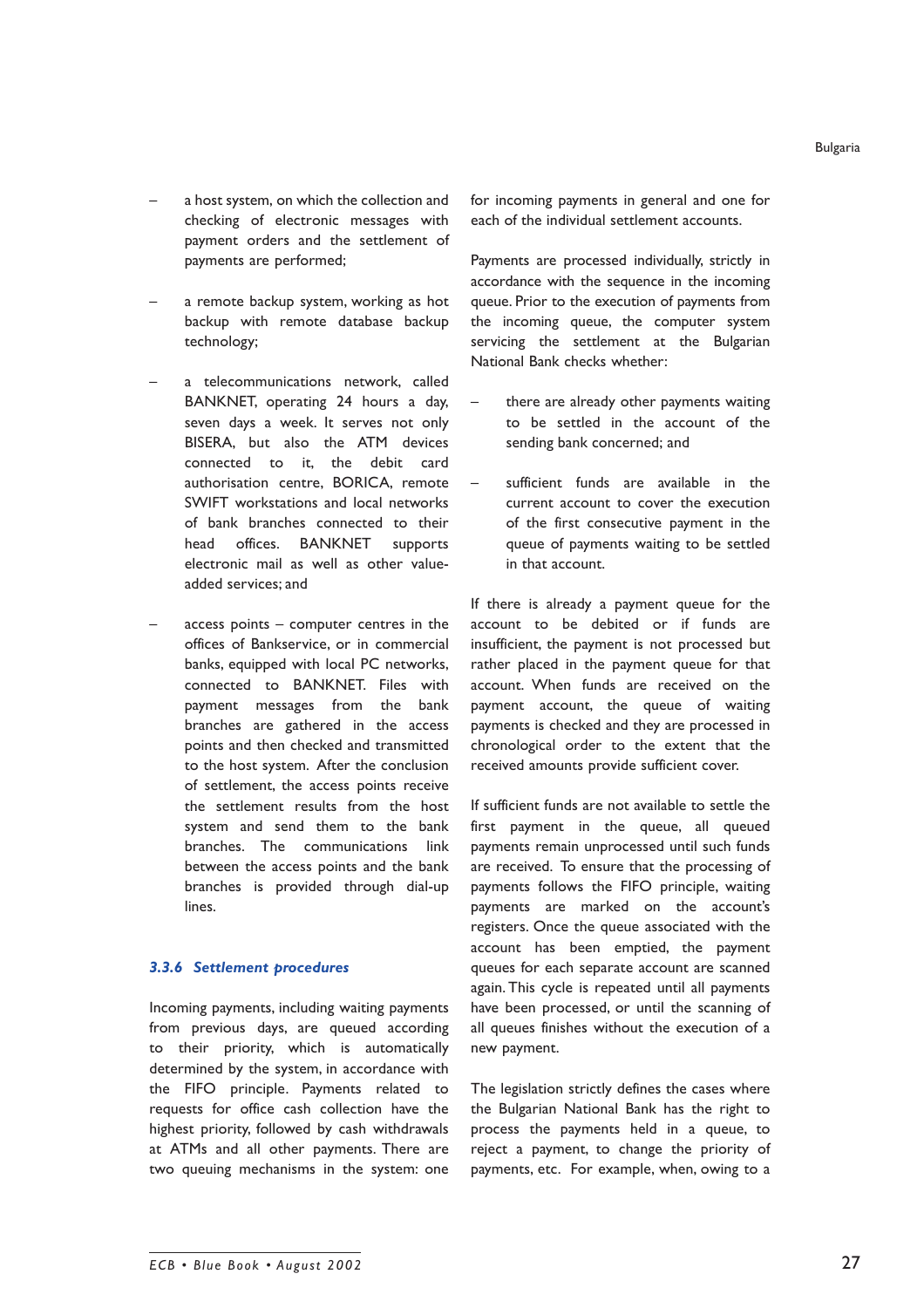- a host system, on which the collection and checking of electronic messages with payment orders and the settlement of payments are performed;

- a remote backup system, working as hot backup with remote database backup technology;

- a telecommunications network, called BANKNET, operating 24 hours a day, seven days a week. It serves not only BISERA, but also the ATM devices connected to it, the debit card authorisation centre, BORICA, remote SWIFT workstations and local networks of bank branches connected to their head offices. BANKNET supports electronic mail as well as other value-added services; and

- access points – computer centres in the offices of Bankservice, or in commercial banks, equipped with local PC networks, connected to BANKNET. Files with payment messages from the bank branches are gathered in the access points and then checked and transmitted to the host system. After the conclusion of settlement, the access points receive the settlement results from the host system and send them to the bank branches. The communications link between the access points and the bank branches is provided through dial-up lines.

### *3.3.6 Settlement procedures*

Incoming payments, including waiting payments from previous days, are queued according to their priority, which is automatically determined by the system, in accordance with the FIFO principle. Payments related to requests for office cash collection have the highest priority, followed by cash withdrawals at ATMs and all other payments. There are two queuing mechanisms in the system: one for incoming payments in general and one for each of the individual settlement accounts.

Payments are processed individually, strictly in accordance with the sequence in the incoming queue. Prior to the execution of payments from the incoming queue, the computer system servicing the settlement at the Bulgarian National Bank checks whether:

- there are already other payments waiting to be settled in the account of the sending bank concerned; and

- sufficient funds are available in the current account to cover the execution of the first consecutive payment in the queue of payments waiting to be settled in that account.

If there is already a payment queue for the account to be debited or if funds are insufficient, the payment is not processed but rather placed in the payment queue for that account. When funds are received on the payment account, the queue of waiting payments is checked and they are processed in chronological order to the extent that the received amounts provide sufficient cover.

If sufficient funds are not available to settle the first payment in the queue, all queued payments remain unprocessed until such funds are received. To ensure that the processing of payments follows the FIFO principle, waiting payments are marked on the account's registers. Once the queue associated with the account has been emptied, the payment queues for each separate account are scanned again. This cycle is repeated until all payments have been processed, or until the scanning of all queues finishes without the execution of a new payment.

The legislation strictly defines the cases where the Bulgarian National Bank has the right to process the payments held in a queue, to reject a payment, to change the priority of payments, etc. For example, when, owing to a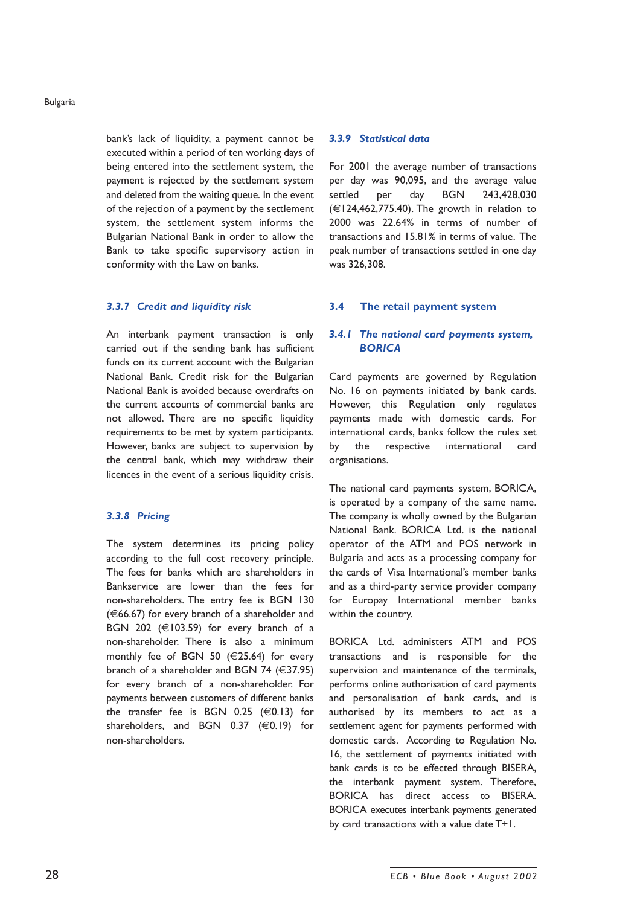bank's lack of liquidity, a payment cannot be executed within a period of ten working days of being entered into the settlement system, the payment is rejected by the settlement system and deleted from the waiting queue. In the event of the rejection of a payment by the settlement system, the settlement system informs the Bulgarian National Bank in order to allow the Bank to take specific supervisory action in conformity with the Law on banks.

### *3.3.7 Credit and liquidity risk*

An interbank payment transaction is only carried out if the sending bank has sufficient funds on its current account with the Bulgarian National Bank. Credit risk for the Bulgarian National Bank is avoided because overdrafts on the current accounts of commercial banks are not allowed. There are no specific liquidity requirements to be met by system participants. However, banks are subject to supervision by the central bank, which may withdraw their licences in the event of a serious liquidity crisis.

### *3.3.8 Pricing*

The system determines its pricing policy according to the full cost recovery principle. The fees for banks which are shareholders in Bankservice are lower than the fees for non-shareholders. The entry fee is BGN 130 (€66.67) for every branch of a shareholder and BGN 202 (€103.59) for every branch of a non-shareholder. There is also a minimum monthly fee of BGN 50 (€25.64) for every branch of a shareholder and BGN 74 (€37.95) for every branch of a non-shareholder. For payments between customers of different banks the transfer fee is BGN 0.25 (€0.13) for shareholders, and BGN 0.37 (€0.19) for non-shareholders.

### *3.3.9 Statistical data*

For 2001 the average number of transactions per day was 90,095, and the average value settled per day BGN 243,428,030 (€124,462,775.40). The growth in relation to 2000 was 22.64% in terms of number of transactions and 15.81% in terms of value. The peak number of transactions settled in one day was 326,308.

## 3.4 The retail payment system

### *3.4.1 The national card payments system, BORICA*

Card payments are governed by Regulation No. 16 on payments initiated by bank cards. However, this Regulation only regulates payments made with domestic cards. For international cards, banks follow the rules set by the respective international card organisations.

The national card payments system, BORICA, is operated by a company of the same name. The company is wholly owned by the Bulgarian National Bank. BORICA Ltd. is the national operator of the ATM and POS network in Bulgaria and acts as a processing company for the cards of Visa International's member banks and as a third-party service provider company for Europay International member banks within the country.

BORICA Ltd. administers ATM and POS transactions and is responsible for the supervision and maintenance of the terminals, performs online authorisation of card payments and personalisation of bank cards, and is authorised by its members to act as a settlement agent for payments performed with domestic cards. According to Regulation No. 16, the settlement of payments initiated with bank cards is to be effected through BISERA, the interbank payment system. Therefore, BORICA has direct access to BISERA. BORICA executes interbank payments generated by card transactions with a value date T+1.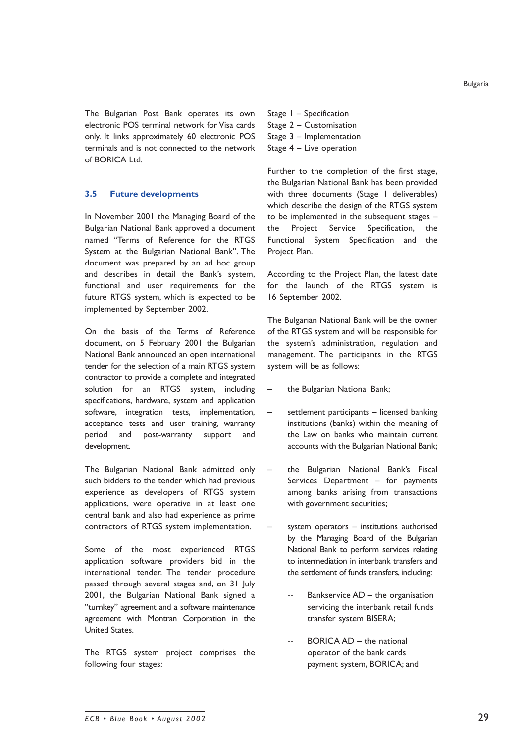The Bulgarian Post Bank operates its own electronic POS terminal network for Visa cards only. It links approximately 60 electronic POS terminals and is not connected to the network of BORICA Ltd.

### 3.5 Future developments

In November 2001 the Managing Board of the Bulgarian National Bank approved a document named "Terms of Reference for the RTGS System at the Bulgarian National Bank". The document was prepared by an ad hoc group and describes in detail the Bank's system, functional and user requirements for the future RTGS system, which is expected to be implemented by September 2002.

On the basis of the Terms of Reference document, on 5 February 2001 the Bulgarian National Bank announced an open international tender for the selection of a main RTGS system contractor to provide a complete and integrated solution for an RTGS system, including specifications, hardware, system and application software, integration tests, implementation, acceptance tests and user training, warranty period and post-warranty support and development.

The Bulgarian National Bank admitted only such bidders to the tender which had previous experience as developers of RTGS system applications, were operative in at least one central bank and also had experience as prime contractors of RTGS system implementation.

Some of the most experienced RTGS application software providers bid in the international tender. The tender procedure passed through several stages and, on 31 July 2001, the Bulgarian National Bank signed a "turnkey" agreement and a software maintenance agreement with Montran Corporation in the United States.

The RTGS system project comprises the following four stages:

Stage 1 – Specification
Stage 2 – Customisation
Stage 3 – Implementation
Stage 4 – Live operation

Further to the completion of the first stage, the Bulgarian National Bank has been provided with three documents (Stage 1 deliverables) which describe the design of the RTGS system to be implemented in the subsequent stages – the Project Service Specification, the Functional System Specification and the Project Plan.

According to the Project Plan, the latest date for the launch of the RTGS system is 16 September 2002.

The Bulgarian National Bank will be the owner of the RTGS system and will be responsible for the system's administration, regulation and management. The participants in the RTGS system will be as follows:

- the Bulgarian National Bank;
- settlement participants – licensed banking institutions (banks) within the meaning of the Law on banks who maintain current accounts with the Bulgarian National Bank;
- the Bulgarian National Bank's Fiscal Services Department – for payments among banks arising from transactions with government securities;
- system operators – institutions authorised by the Managing Board of the Bulgarian National Bank to perform services relating to intermediation in interbank transfers and the settlement of funds transfers, including:
  - Bankservice AD – the organisation servicing the interbank retail funds transfer system BISERA;
  - BORICA AD – the national operator of the bank cards payment system, BORICA; and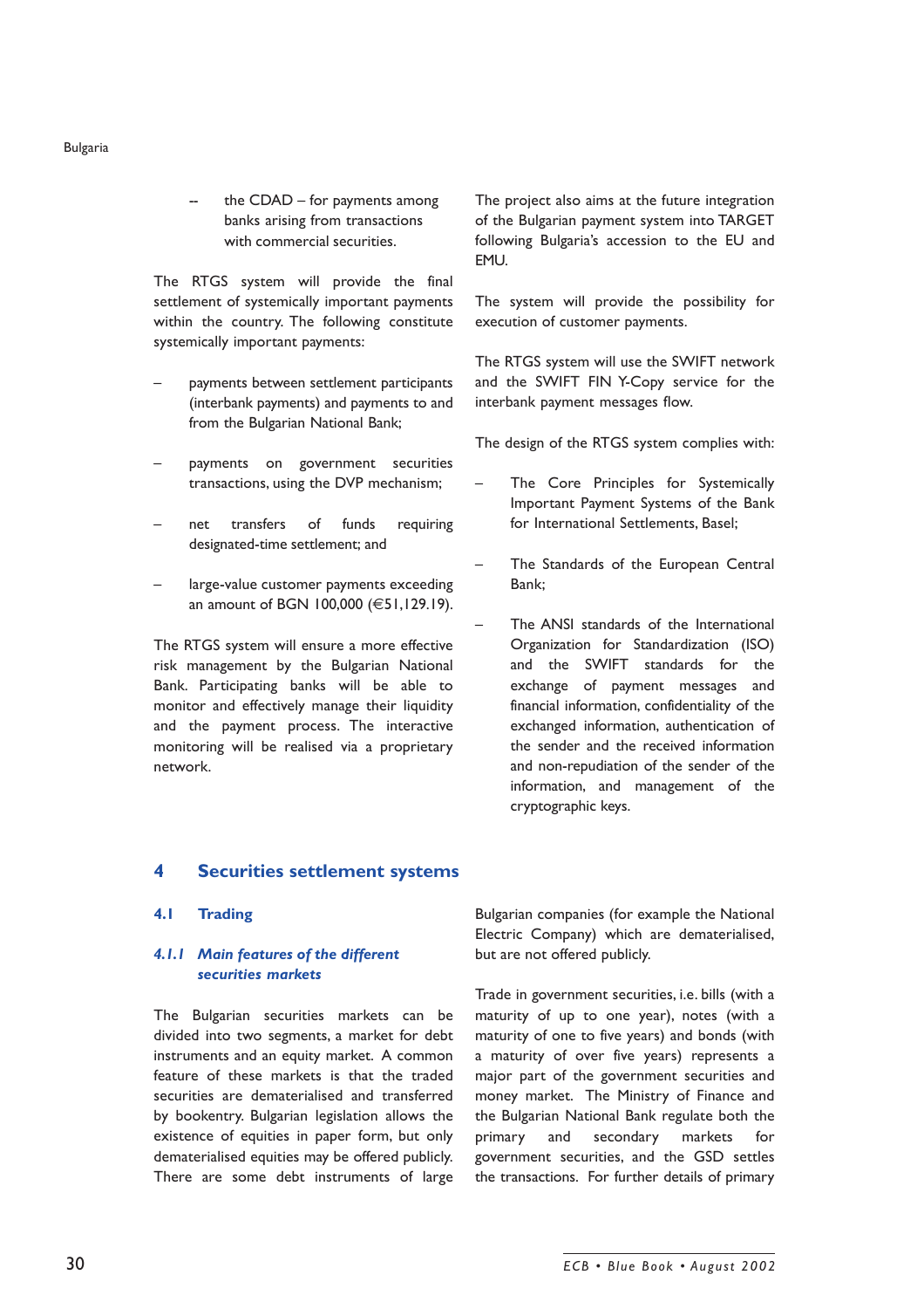- the CDAD – for payments among banks arising from transactions with commercial securities.

The RTGS system will provide the final settlement of systemically important payments within the country. The following constitute systemically important payments:

- payments between settlement participants (interbank payments) and payments to and from the Bulgarian National Bank;
- payments on government securities transactions, using the DVP mechanism;
- net transfers of funds requiring designated-time settlement; and
- large-value customer payments exceeding an amount of BGN 100,000 (€51,129.19).

The RTGS system will ensure a more effective risk management by the Bulgarian National Bank. Participating banks will be able to monitor and effectively manage their liquidity and the payment process. The interactive monitoring will be realised via a proprietary network.

The project also aims at the future integration of the Bulgarian payment system into TARGET following Bulgaria's accession to the EU and EMU.

The system will provide the possibility for execution of customer payments.

The RTGS system will use the SWIFT network and the SWIFT FIN Y-Copy service for the interbank payment messages flow.

The design of the RTGS system complies with:

- The Core Principles for Systemically Important Payment Systems of the Bank for International Settlements, Basel;
- The Standards of the European Central Bank;
- The ANSI standards of the International Organization for Standardization (ISO) and the SWIFT standards for the exchange of payment messages and financial information, confidentiality of the exchanged information, authentication of the sender and the received information and non-repudiation of the sender of the information, and management of the cryptographic keys.

## 4 Securities settlement systems

### 4.1 Trading

#### *4.1.1 Main features of the different securities markets*

The Bulgarian securities markets can be divided into two segments, a market for debt instruments and an equity market. A common feature of these markets is that the traded securities are dematerialised and transferred by bookentry. Bulgarian legislation allows the existence of equities in paper form, but only dematerialised equities may be offered publicly. There are some debt instruments of large Bulgarian companies (for example the National Electric Company) which are dematerialised, but are not offered publicly.

Trade in government securities, i.e. bills (with a maturity of up to one year), notes (with a maturity of one to five years) and bonds (with a maturity of over five years) represents a major part of the government securities and money market. The Ministry of Finance and the Bulgarian National Bank regulate both the primary and secondary markets for government securities, and the GSD settles the transactions. For further details of primary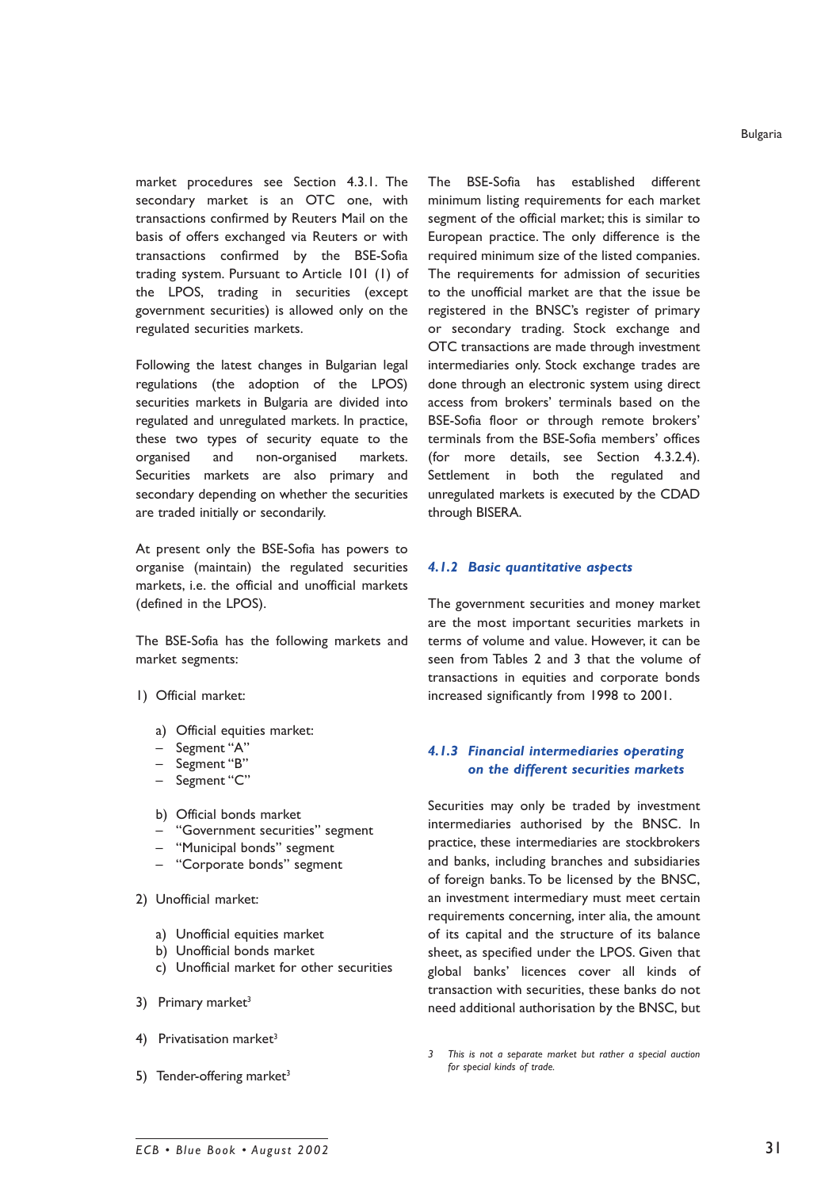market procedures see Section 4.3.1. The secondary market is an OTC one, with transactions confirmed by Reuters Mail on the basis of offers exchanged via Reuters or with transactions confirmed by the BSE-Sofia trading system. Pursuant to Article 101 (1) of the LPOS, trading in securities (except government securities) is allowed only on the regulated securities markets.

Following the latest changes in Bulgarian legal regulations (the adoption of the LPOS) securities markets in Bulgaria are divided into regulated and unregulated markets. In practice, these two types of security equate to the organised and non-organised markets. Securities markets are also primary and secondary depending on whether the securities are traded initially or secondarily.

At present only the BSE-Sofia has powers to organise (maintain) the regulated securities markets, i.e. the official and unofficial markets (defined in the LPOS).

The BSE-Sofia has the following markets and market segments:

1) Official market:

   a) Official equities market:
   – Segment "A"
   – Segment "B"
   – Segment "C"

   b) Official bonds market
   – "Government securities" segment
   – "Municipal bonds" segment
   – "Corporate bonds" segment

2) Unofficial market:

   a) Unofficial equities market
   b) Unofficial bonds market
   c) Unofficial market for other securities

3) Primary market[3]

4) Privatisation market[3]

5) Tender-offering market[3]

The BSE-Sofia has established different minimum listing requirements for each market segment of the official market; this is similar to European practice. The only difference is the required minimum size of the listed companies. The requirements for admission of securities to the unofficial market are that the issue be registered in the BNSC's register of primary or secondary trading. Stock exchange and OTC transactions are made through investment intermediaries only. Stock exchange trades are done through an electronic system using direct access from brokers' terminals based on the BSE-Sofia floor or through remote brokers' terminals from the BSE-Sofia members' offices (for more details, see Section 4.3.2.4). Settlement in both the regulated and unregulated markets is executed by the CDAD through BISERA.

### 4.1.2 Basic quantitative aspects

The government securities and money market are the most important securities markets in terms of volume and value. However, it can be seen from Tables 2 and 3 that the volume of transactions in equities and corporate bonds increased significantly from 1998 to 2001.

### 4.1.3 Financial intermediaries operating on the different securities markets

Securities may only be traded by investment intermediaries authorised by the BNSC. In practice, these intermediaries are stockbrokers and banks, including branches and subsidiaries of foreign banks. To be licensed by the BNSC, an investment intermediary must meet certain requirements concerning, inter alia, the amount of its capital and the structure of its balance sheet, as specified under the LPOS. Given that global banks' licences cover all kinds of transaction with securities, these banks do not need additional authorisation by the BNSC, but

3 *This is not a separate market but rather a special auction for special kinds of trade.*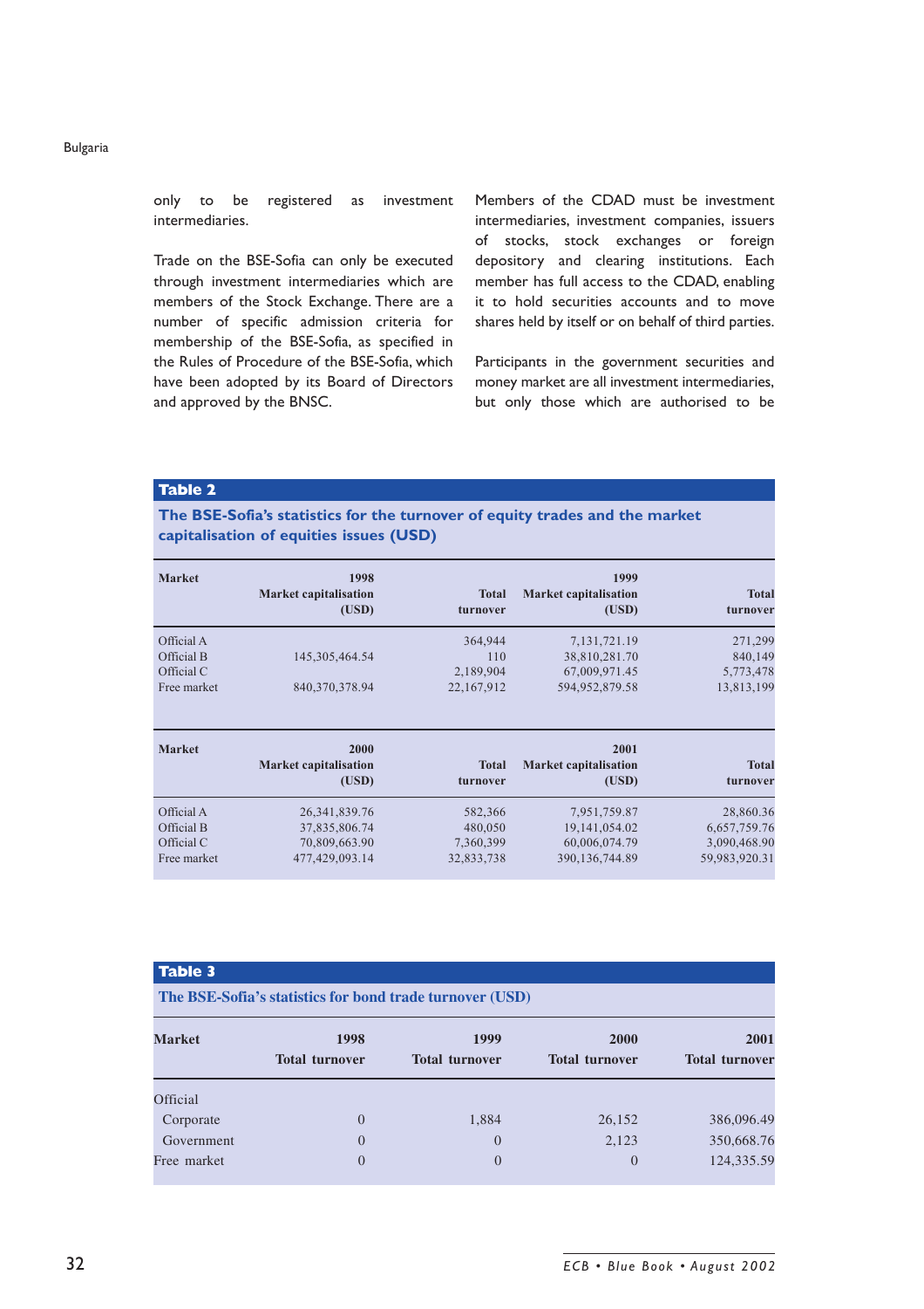only to be registered as investment intermediaries.

Trade on the BSE-Sofia can only be executed through investment intermediaries which are members of the Stock Exchange. There are a number of specific admission criteria for membership of the BSE-Sofia, as specified in the Rules of Procedure of the BSE-Sofia, which have been adopted by its Board of Directors and approved by the BNSC.

Members of the CDAD must be investment intermediaries, investment companies, issuers of stocks, stock exchanges or foreign depository and clearing institutions. Each member has full access to the CDAD, enabling it to hold securities accounts and to move shares held by itself or on behalf of third parties.

Participants in the government securities and money market are all investment intermediaries, but only those which are authorised to be

**Table 2**

**The BSE-Sofia's statistics for the turnover of equity trades and the market capitalisation of equities issues (USD)**

| Market | 1998 Market capitalisation (USD) | 1998 Total turnover | 1999 Market capitalisation (USD) | 1999 Total turnover |
|---|---|---|---|---|
| Official A | | 364,944 | 7,131,721.19 | 271,299 |
| Official B | 145,305,464.54 | 110 | 38,810,281.70 | 840,149 |
| Official C | | 2,189,904 | 67,009,971.45 | 5,773,478 |
| Free market | 840,370,378.94 | 22,167,912 | 594,952,879.58 | 13,813,199 |

| Market | 2000 Market capitalisation (USD) | 2000 Total turnover | 2001 Market capitalisation (USD) | 2001 Total turnover |
|---|---|---|---|---|
| Official A | 26,341,839.76 | 582,366 | 7,951,759.87 | 28,860.36 |
| Official B | 37,835,806.74 | 480,050 | 19,141,054.02 | 6,657,759.76 |
| Official C | 70,809,663.90 | 7,360,399 | 60,006,074.79 | 3,090,468.90 |
| Free market | 477,429,093.14 | 32,833,738 | 390,136,744.89 | 59,983,920.31 |

**Table 3**

**The BSE-Sofia's statistics for bond trade turnover (USD)**

| Market | 1998 Total turnover | 1999 Total turnover | 2000 Total turnover | 2001 Total turnover |
|---|---|---|---|---|
| Official | | | | |
| Corporate | 0 | 1,884 | 26,152 | 386,096.49 |
| Government | 0 | 0 | 2,123 | 350,668.76 |
| Free market | 0 | 0 | 0 | 124,335.59 |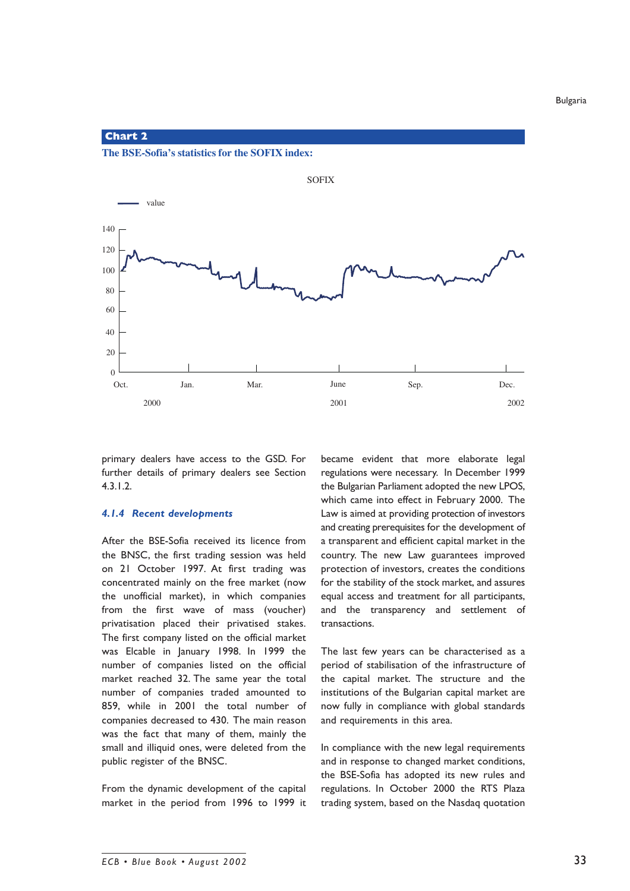**Chart 2**

**The BSE-Sofia's statistics for the SOFIX index:**

primary dealers have access to the GSD. For further details of primary dealers see Section 4.3.1.2.

### *4.1.4 Recent developments*

After the BSE-Sofia received its licence from the BNSC, the first trading session was held on 21 October 1997. At first trading was concentrated mainly on the free market (now the unofficial market), in which companies from the first wave of mass (voucher) privatisation placed their privatised stakes. The first company listed on the official market was Elcable in January 1998. In 1999 the number of companies listed on the official market reached 32. The same year the total number of companies traded amounted to 859, while in 2001 the total number of companies decreased to 430. The main reason was the fact that many of them, mainly the small and illiquid ones, were deleted from the public register of the BNSC.

From the dynamic development of the capital market in the period from 1996 to 1999 it became evident that more elaborate legal regulations were necessary. In December 1999 the Bulgarian Parliament adopted the new LPOS, which came into effect in February 2000. The Law is aimed at providing protection of investors and creating prerequisites for the development of a transparent and efficient capital market in the country. The new Law guarantees improved protection of investors, creates the conditions for the stability of the stock market, and assures equal access and treatment for all participants, and the transparency and settlement of transactions.

The last few years can be characterised as a period of stabilisation of the infrastructure of the capital market. The structure and the institutions of the Bulgarian capital market are now fully in compliance with global standards and requirements in this area.

In compliance with the new legal requirements and in response to changed market conditions, the BSE-Sofia has adopted its new rules and regulations. In October 2000 the RTS Plaza trading system, based on the Nasdaq quotation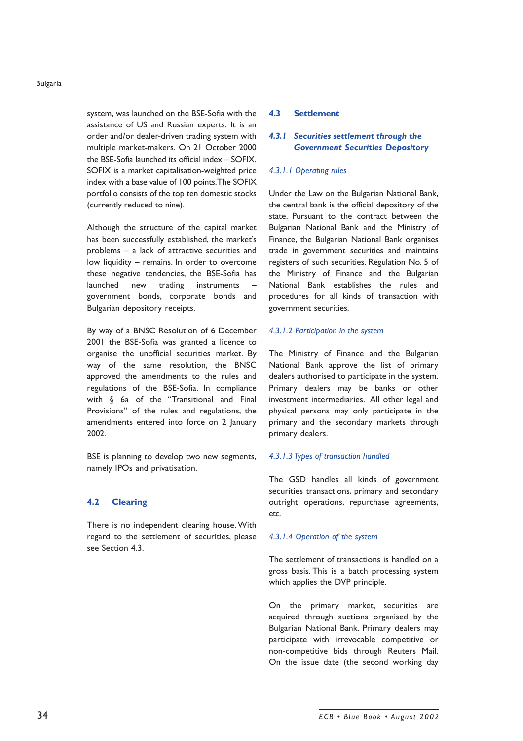system, was launched on the BSE-Sofia with the assistance of US and Russian experts. It is an order and/or dealer-driven trading system with multiple market-makers. On 21 October 2000 the BSE-Sofia launched its official index – SOFIX. SOFIX is a market capitalisation-weighted price index with a base value of 100 points. The SOFIX portfolio consists of the top ten domestic stocks (currently reduced to nine).

Although the structure of the capital market has been successfully established, the market's problems – a lack of attractive securities and low liquidity – remains. In order to overcome these negative tendencies, the BSE-Sofia has launched new trading instruments – government bonds, corporate bonds and Bulgarian depository receipts.

By way of a BNSC Resolution of 6 December 2001 the BSE-Sofia was granted a licence to organise the unofficial securities market. By way of the same resolution, the BNSC approved the amendments to the rules and regulations of the BSE-Sofia. In compliance with § 6a of the "Transitional and Final Provisions" of the rules and regulations, the amendments entered into force on 2 January 2002.

BSE is planning to develop two new segments, namely IPOs and privatisation.

## 4.2 Clearing

There is no independent clearing house. With regard to the settlement of securities, please see Section 4.3.

## 4.3 Settlement

### 4.3.1 *Securities settlement through the Government Securities Depository*

#### *4.3.1.1 Operating rules*

Under the Law on the Bulgarian National Bank, the central bank is the official depository of the state. Pursuant to the contract between the Bulgarian National Bank and the Ministry of Finance, the Bulgarian National Bank organises trade in government securities and maintains registers of such securities. Regulation No. 5 of the Ministry of Finance and the Bulgarian National Bank establishes the rules and procedures for all kinds of transaction with government securities.

#### *4.3.1.2 Participation in the system*

The Ministry of Finance and the Bulgarian National Bank approve the list of primary dealers authorised to participate in the system. Primary dealers may be banks or other investment intermediaries. All other legal and physical persons may only participate in the primary and the secondary markets through primary dealers.

#### *4.3.1.3 Types of transaction handled*

The GSD handles all kinds of government securities transactions, primary and secondary outright operations, repurchase agreements, etc.

#### *4.3.1.4 Operation of the system*

The settlement of transactions is handled on a gross basis. This is a batch processing system which applies the DVP principle.

On the primary market, securities are acquired through auctions organised by the Bulgarian National Bank. Primary dealers may participate with irrevocable competitive or non-competitive bids through Reuters Mail. On the issue date (the second working day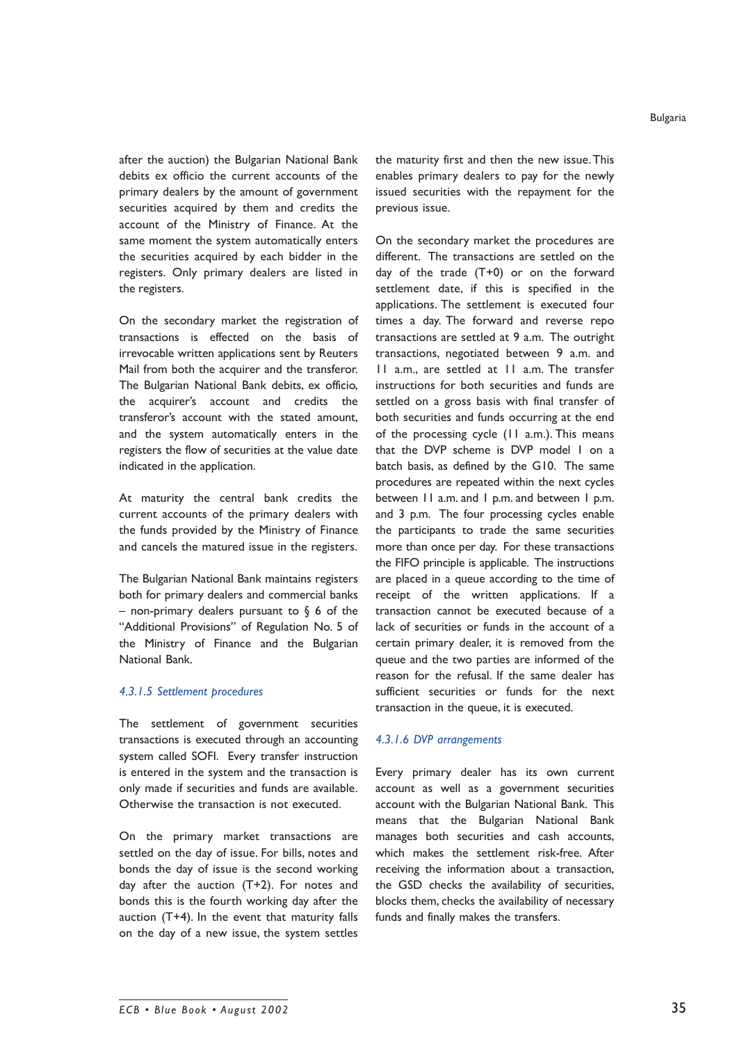after the auction) the Bulgarian National Bank debits ex officio the current accounts of the primary dealers by the amount of government securities acquired by them and credits the account of the Ministry of Finance. At the same moment the system automatically enters the securities acquired by each bidder in the registers. Only primary dealers are listed in the registers.

On the secondary market the registration of transactions is effected on the basis of irrevocable written applications sent by Reuters Mail from both the acquirer and the transferor. The Bulgarian National Bank debits, ex officio, the acquirer's account and credits the transferor's account with the stated amount, and the system automatically enters in the registers the flow of securities at the value date indicated in the application.

At maturity the central bank credits the current accounts of the primary dealers with the funds provided by the Ministry of Finance and cancels the matured issue in the registers.

The Bulgarian National Bank maintains registers both for primary dealers and commercial banks – non-primary dealers pursuant to § 6 of the "Additional Provisions" of Regulation No. 5 of the Ministry of Finance and the Bulgarian National Bank.

#### 4.3.1.5 Settlement procedures

The settlement of government securities transactions is executed through an accounting system called SOFI. Every transfer instruction is entered in the system and the transaction is only made if securities and funds are available. Otherwise the transaction is not executed.

On the primary market transactions are settled on the day of issue. For bills, notes and bonds the day of issue is the second working day after the auction (T+2). For notes and bonds this is the fourth working day after the auction (T+4). In the event that maturity falls on the day of a new issue, the system settles the maturity first and then the new issue. This enables primary dealers to pay for the newly issued securities with the repayment for the previous issue.

On the secondary market the procedures are different. The transactions are settled on the day of the trade (T+0) or on the forward settlement date, if this is specified in the applications. The settlement is executed four times a day. The forward and reverse repo transactions are settled at 9 a.m. The outright transactions, negotiated between 9 a.m. and 11 a.m., are settled at 11 a.m. The transfer instructions for both securities and funds are settled on a gross basis with final transfer of both securities and funds occurring at the end of the processing cycle (11 a.m.). This means that the DVP scheme is DVP model 1 on a batch basis, as defined by the G10. The same procedures are repeated within the next cycles between 11 a.m. and 1 p.m. and between 1 p.m. and 3 p.m. The four processing cycles enable the participants to trade the same securities more than once per day. For these transactions the FIFO principle is applicable. The instructions are placed in a queue according to the time of receipt of the written applications. If a transaction cannot be executed because of a lack of securities or funds in the account of a certain primary dealer, it is removed from the queue and the two parties are informed of the reason for the refusal. If the same dealer has sufficient securities or funds for the next transaction in the queue, it is executed.

#### 4.3.1.6 DVP arrangements

Every primary dealer has its own current account as well as a government securities account with the Bulgarian National Bank. This means that the Bulgarian National Bank manages both securities and cash accounts, which makes the settlement risk-free. After receiving the information about a transaction, the GSD checks the availability of securities, blocks them, checks the availability of necessary funds and finally makes the transfers.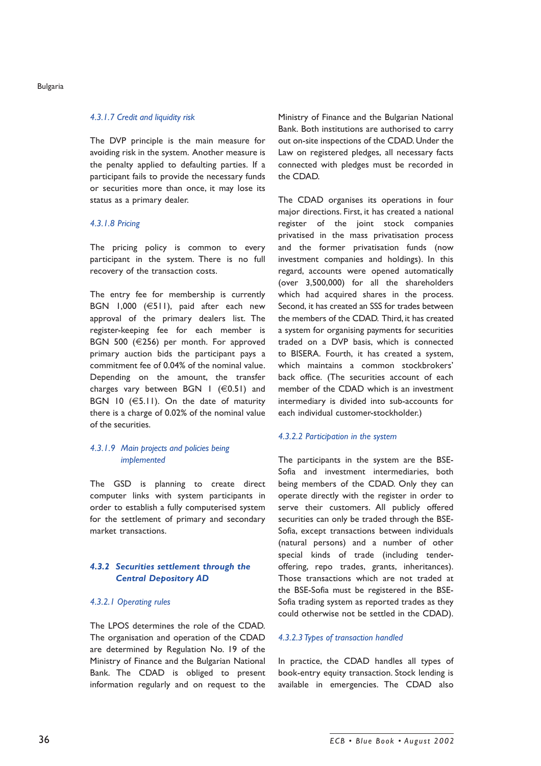#### 4.3.1.7 Credit and liquidity risk

The DVP principle is the main measure for avoiding risk in the system. Another measure is the penalty applied to defaulting parties. If a participant fails to provide the necessary funds or securities more than once, it may lose its status as a primary dealer.

#### 4.3.1.8 Pricing

The pricing policy is common to every participant in the system. There is no full recovery of the transaction costs.

The entry fee for membership is currently BGN 1,000 (€511), paid after each new approval of the primary dealers list. The register-keeping fee for each member is BGN 500 (€256) per month. For approved primary auction bids the participant pays a commitment fee of 0.04% of the nominal value. Depending on the amount, the transfer charges vary between BGN 1 (€0.51) and BGN 10 (€5.11). On the date of maturity there is a charge of 0.02% of the nominal value of the securities.

#### 4.3.1.9 Main projects and policies being implemented

The GSD is planning to create direct computer links with system participants in order to establish a fully computerised system for the settlement of primary and secondary market transactions.

### 4.3.2 Securities settlement through the Central Depository AD

#### 4.3.2.1 Operating rules

The LPOS determines the role of the CDAD. The organisation and operation of the CDAD are determined by Regulation No. 19 of the Ministry of Finance and the Bulgarian National Bank. The CDAD is obliged to present information regularly and on request to the Ministry of Finance and the Bulgarian National Bank. Both institutions are authorised to carry out on-site inspections of the CDAD. Under the Law on registered pledges, all necessary facts connected with pledges must be recorded in the CDAD.

The CDAD organises its operations in four major directions. First, it has created a national register of the joint stock companies privatised in the mass privatisation process and the former privatisation funds (now investment companies and holdings). In this regard, accounts were opened automatically (over 3,500,000) for all the shareholders which had acquired shares in the process. Second, it has created an SSS for trades between the members of the CDAD. Third, it has created a system for organising payments for securities traded on a DVP basis, which is connected to BISERA. Fourth, it has created a system, which maintains a common stockbrokers' back office. (The securities account of each member of the CDAD which is an investment intermediary is divided into sub-accounts for each individual customer-stockholder.)

#### 4.3.2.2 Participation in the system

The participants in the system are the BSE-Sofia and investment intermediaries, both being members of the CDAD. Only they can operate directly with the register in order to serve their customers. All publicly offered securities can only be traded through the BSE-Sofia, except transactions between individuals (natural persons) and a number of other special kinds of trade (including tender-offering, repo trades, grants, inheritances). Those transactions which are not traded at the BSE-Sofia must be registered in the BSE-Sofia trading system as reported trades as they could otherwise not be settled in the CDAD).

#### 4.3.2.3 Types of transaction handled

In practice, the CDAD handles all types of book-entry equity transaction. Stock lending is available in emergencies. The CDAD also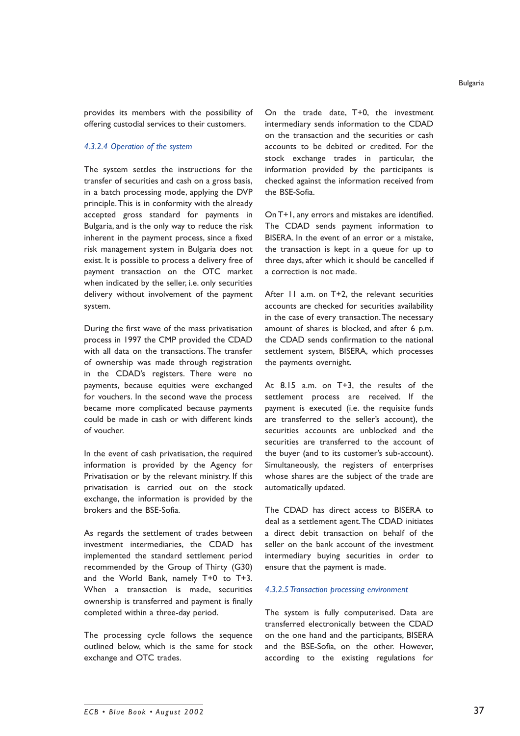provides its members with the possibility of offering custodial services to their customers.

#### *4.3.2.4 Operation of the system*

The system settles the instructions for the transfer of securities and cash on a gross basis, in a batch processing mode, applying the DVP principle. This is in conformity with the already accepted gross standard for payments in Bulgaria, and is the only way to reduce the risk inherent in the payment process, since a fixed risk management system in Bulgaria does not exist. It is possible to process a delivery free of payment transaction on the OTC market when indicated by the seller, i.e. only securities delivery without involvement of the payment system.

During the first wave of the mass privatisation process in 1997 the CMP provided the CDAD with all data on the transactions. The transfer of ownership was made through registration in the CDAD's registers. There were no payments, because equities were exchanged for vouchers. In the second wave the process became more complicated because payments could be made in cash or with different kinds of voucher.

In the event of cash privatisation, the required information is provided by the Agency for Privatisation or by the relevant ministry. If this privatisation is carried out on the stock exchange, the information is provided by the brokers and the BSE-Sofia.

As regards the settlement of trades between investment intermediaries, the CDAD has implemented the standard settlement period recommended by the Group of Thirty (G30) and the World Bank, namely T+0 to T+3. When a transaction is made, securities ownership is transferred and payment is finally completed within a three-day period.

The processing cycle follows the sequence outlined below, which is the same for stock exchange and OTC trades.

On the trade date, T+0, the investment intermediary sends information to the CDAD on the transaction and the securities or cash accounts to be debited or credited. For the stock exchange trades in particular, the information provided by the participants is checked against the information received from the BSE-Sofia.

On T+1, any errors and mistakes are identified. The CDAD sends payment information to BISERA. In the event of an error or a mistake, the transaction is kept in a queue for up to three days, after which it should be cancelled if a correction is not made.

After 11 a.m. on T+2, the relevant securities accounts are checked for securities availability in the case of every transaction. The necessary amount of shares is blocked, and after 6 p.m. the CDAD sends confirmation to the national settlement system, BISERA, which processes the payments overnight.

At 8.15 a.m. on T+3, the results of the settlement process are received. If the payment is executed (i.e. the requisite funds are transferred to the seller's account), the securities accounts are unblocked and the securities are transferred to the account of the buyer (and to its customer's sub-account). Simultaneously, the registers of enterprises whose shares are the subject of the trade are automatically updated.

The CDAD has direct access to BISERA to deal as a settlement agent. The CDAD initiates a direct debit transaction on behalf of the seller on the bank account of the investment intermediary buying securities in order to ensure that the payment is made.

#### *4.3.2.5 Transaction processing environment*

The system is fully computerised. Data are transferred electronically between the CDAD on the one hand and the participants, BISERA and the BSE-Sofia, on the other. However, according to the existing regulations for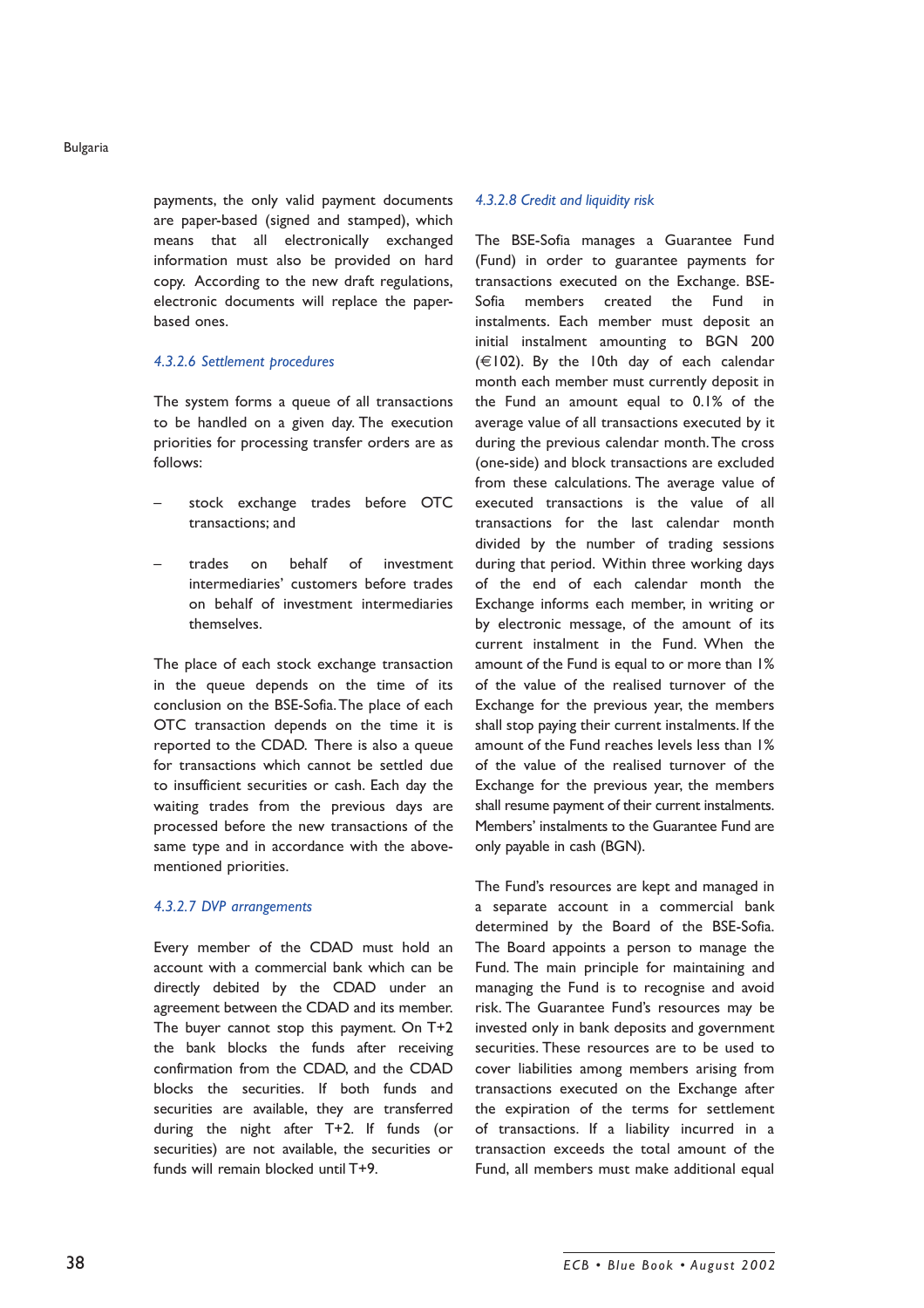payments, the only valid payment documents are paper-based (signed and stamped), which means that all electronically exchanged information must also be provided on hard copy. According to the new draft regulations, electronic documents will replace the paper-based ones.

#### *4.3.2.6 Settlement procedures*

The system forms a queue of all transactions to be handled on a given day. The execution priorities for processing transfer orders are as follows:

– stock exchange trades before OTC transactions; and

– trades on behalf of investment intermediaries' customers before trades on behalf of investment intermediaries themselves.

The place of each stock exchange transaction in the queue depends on the time of its conclusion on the BSE-Sofia. The place of each OTC transaction depends on the time it is reported to the CDAD. There is also a queue for transactions which cannot be settled due to insufficient securities or cash. Each day the waiting trades from the previous days are processed before the new transactions of the same type and in accordance with the above-mentioned priorities.

#### *4.3.2.7 DVP arrangements*

Every member of the CDAD must hold an account with a commercial bank which can be directly debited by the CDAD under an agreement between the CDAD and its member. The buyer cannot stop this payment. On T+2 the bank blocks the funds after receiving confirmation from the CDAD, and the CDAD blocks the securities. If both funds and securities are available, they are transferred during the night after T+2. If funds (or securities) are not available, the securities or funds will remain blocked until T+9.

#### *4.3.2.8 Credit and liquidity risk*

The BSE-Sofia manages a Guarantee Fund (Fund) in order to guarantee payments for transactions executed on the Exchange. BSE-Sofia members created the Fund in instalments. Each member must deposit an initial instalment amounting to BGN 200 (€102). By the 10th day of each calendar month each member must currently deposit in the Fund an amount equal to 0.1% of the average value of all transactions executed by it during the previous calendar month. The cross (one-side) and block transactions are excluded from these calculations. The average value of executed transactions is the value of all transactions for the last calendar month divided by the number of trading sessions during that period. Within three working days of the end of each calendar month the Exchange informs each member, in writing or by electronic message, of the amount of its current instalment in the Fund. When the amount of the Fund is equal to or more than 1% of the value of the realised turnover of the Exchange for the previous year, the members shall stop paying their current instalments. If the amount of the Fund reaches levels less than 1% of the value of the realised turnover of the Exchange for the previous year, the members shall resume payment of their current instalments. Members' instalments to the Guarantee Fund are only payable in cash (BGN).

The Fund's resources are kept and managed in a separate account in a commercial bank determined by the Board of the BSE-Sofia. The Board appoints a person to manage the Fund. The main principle for maintaining and managing the Fund is to recognise and avoid risk. The Guarantee Fund's resources may be invested only in bank deposits and government securities. These resources are to be used to cover liabilities among members arising from transactions executed on the Exchange after the expiration of the terms for settlement of transactions. If a liability incurred in a transaction exceeds the total amount of the Fund, all members must make additional equal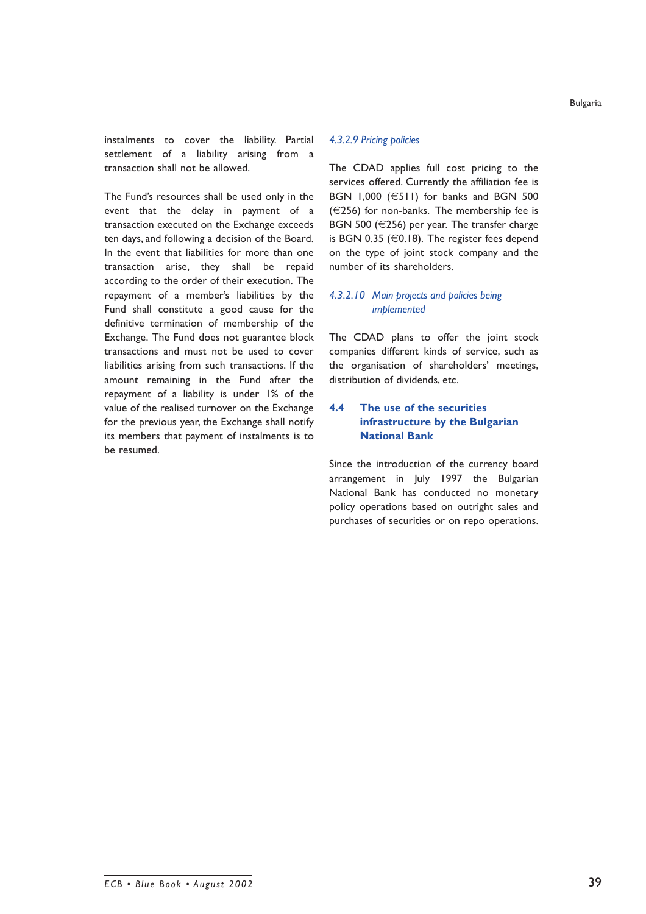instalments to cover the liability. Partial settlement of a liability arising from a transaction shall not be allowed.

The Fund's resources shall be used only in the event that the delay in payment of a transaction executed on the Exchange exceeds ten days, and following a decision of the Board. In the event that liabilities for more than one transaction arise, they shall be repaid according to the order of their execution. The repayment of a member's liabilities by the Fund shall constitute a good cause for the definitive termination of membership of the Exchange. The Fund does not guarantee block transactions and must not be used to cover liabilities arising from such transactions. If the amount remaining in the Fund after the repayment of a liability is under 1% of the value of the realised turnover on the Exchange for the previous year, the Exchange shall notify its members that payment of instalments is to be resumed.

#### *4.3.2.9 Pricing policies*

The CDAD applies full cost pricing to the services offered. Currently the affiliation fee is BGN 1,000 (€511) for banks and BGN 500 (€256) for non-banks. The membership fee is BGN 500 (€256) per year. The transfer charge is BGN 0.35 (€0.18). The register fees depend on the type of joint stock company and the number of its shareholders.

#### *4.3.2.10 Main projects and policies being implemented*

The CDAD plans to offer the joint stock companies different kinds of service, such as the organisation of shareholders' meetings, distribution of dividends, etc.

## 4.4 The use of the securities infrastructure by the Bulgarian National Bank

Since the introduction of the currency board arrangement in July 1997 the Bulgarian National Bank has conducted no monetary policy operations based on outright sales and purchases of securities or on repo operations.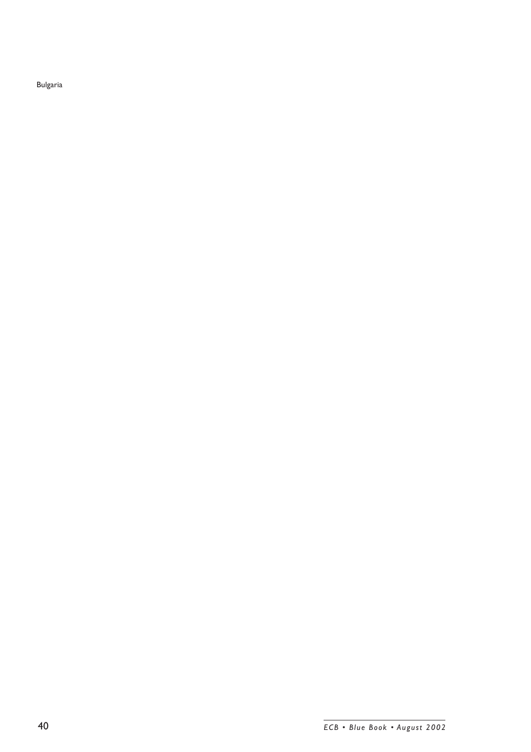Bulgaria